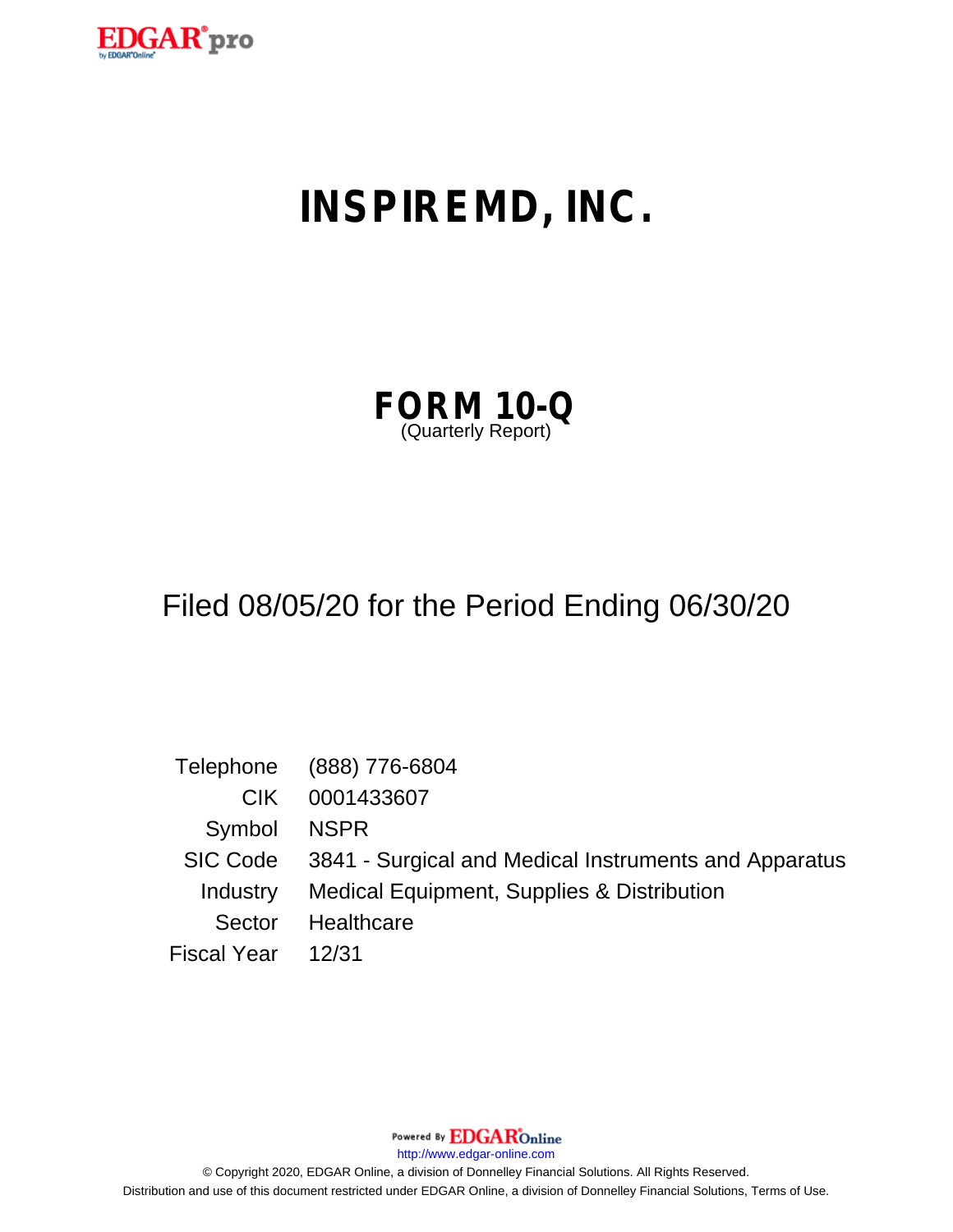# INSPIREMD, INC.

## FORM 10-Q
(Quarterly Report)

Filed 08/05/20 for the Period Ending 06/30/20

| | |
|---|---|
| Telephone | (888) 776-6804 |
| CIK | 0001433607 |
| Symbol | NSPR |
| SIC Code | 3841 - Surgical and Medical Instruments and Apparatus |
| Industry | Medical Equipment, Supplies & Distribution |
| Sector | Healthcare |
| Fiscal Year | 12/31 |

Powered By EDGAR Online

http://www.edgar-online.com

© Copyright 2020, EDGAR Online, a division of Donnelley Financial Solutions. All Rights Reserved.
Distribution and use of this document restricted under EDGAR Online, a division of Donnelley Financial Solutions, Terms of Use.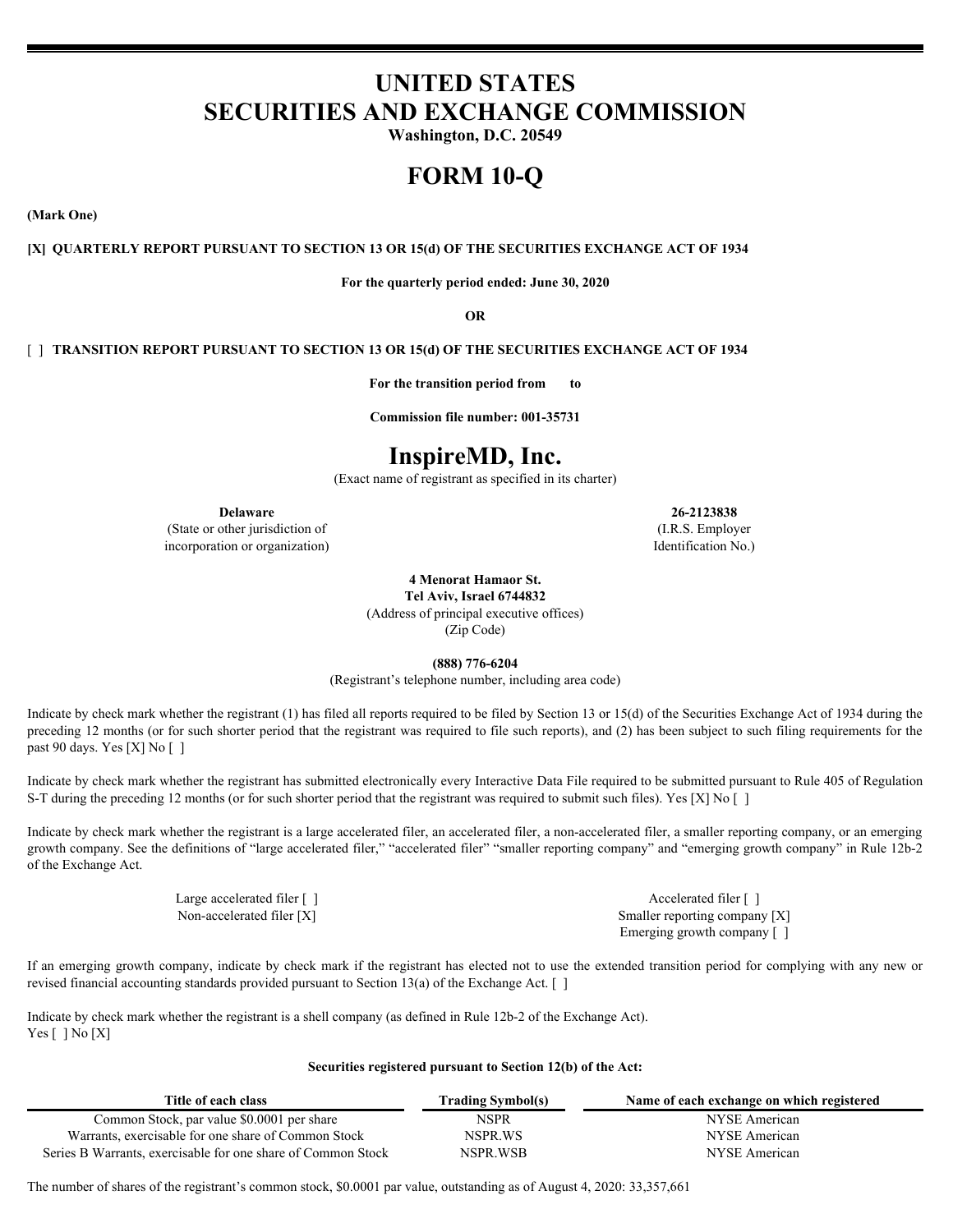# UNITED STATES
# SECURITIES AND EXCHANGE COMMISSION

**Washington, D.C. 20549**

# FORM 10-Q

**(Mark One)**

**[X] QUARTERLY REPORT PURSUANT TO SECTION 13 OR 15(d) OF THE SECURITIES EXCHANGE ACT OF 1934**

**For the quarterly period ended: June 30, 2020**

**OR**

[ ] **TRANSITION REPORT PURSUANT TO SECTION 13 OR 15(d) OF THE SECURITIES EXCHANGE ACT OF 1934**

**For the transition period from to**

**Commission file number: 001-35731**

# InspireMD, Inc.

(Exact name of registrant as specified in its charter)

| **Delaware** | **26-2123838** |
|---|---|
| (State or other jurisdiction of incorporation or organization) | (I.R.S. Employer Identification No.) |

**4 Menorat Hamaor St.**
**Tel Aviv, Israel 6744832**
(Address of principal executive offices)
(Zip Code)

**(888) 776-6204**
(Registrant's telephone number, including area code)

Indicate by check mark whether the registrant (1) has filed all reports required to be filed by Section 13 or 15(d) of the Securities Exchange Act of 1934 during the preceding 12 months (or for such shorter period that the registrant was required to file such reports), and (2) has been subject to such filing requirements for the past 90 days. Yes [X] No [ ]

Indicate by check mark whether the registrant has submitted electronically every Interactive Data File required to be submitted pursuant to Rule 405 of Regulation S-T during the preceding 12 months (or for such shorter period that the registrant was required to submit such files). Yes [X] No [ ]

Indicate by check mark whether the registrant is a large accelerated filer, an accelerated filer, a non-accelerated filer, a smaller reporting company, or an emerging growth company. See the definitions of "large accelerated filer," "accelerated filer" "smaller reporting company" and "emerging growth company" in Rule 12b-2 of the Exchange Act.

| | |
|---|---|
| Large accelerated filer [ ] | Accelerated filer [ ] |
| Non-accelerated filer [X] | Smaller reporting company [X] |
| | Emerging growth company [ ] |

If an emerging growth company, indicate by check mark if the registrant has elected not to use the extended transition period for complying with any new or revised financial accounting standards provided pursuant to Section 13(a) of the Exchange Act. [ ]

Indicate by check mark whether the registrant is a shell company (as defined in Rule 12b-2 of the Exchange Act).
Yes [ ] No [X]

**Securities registered pursuant to Section 12(b) of the Act:**

| Title of each class | Trading Symbol(s) | Name of each exchange on which registered |
|---|---|---|
| Common Stock, par value $0.0001 per share | NSPR | NYSE American |
| Warrants, exercisable for one share of Common Stock | NSPR.WS | NYSE American |
| Series B Warrants, exercisable for one share of Common Stock | NSPR.WSB | NYSE American |

The number of shares of the registrant's common stock, $0.0001 par value, outstanding as of August 4, 2020: 33,357,661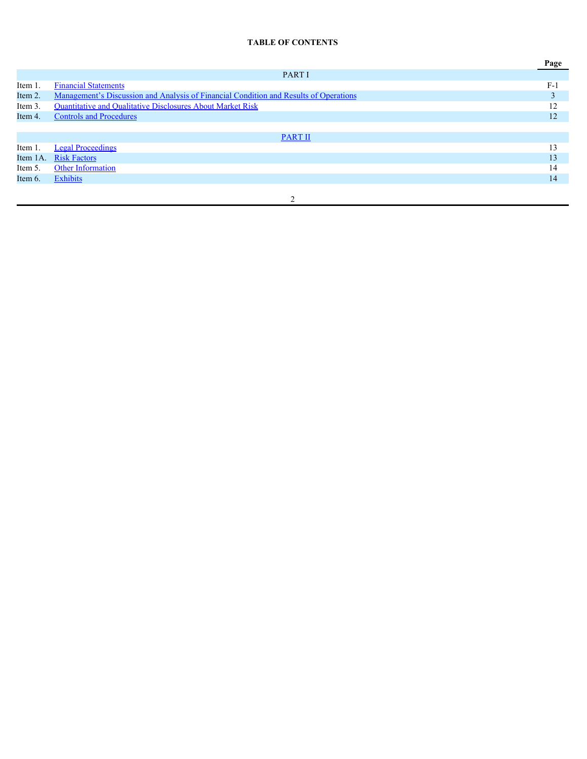**TABLE OF CONTENTS**

| | | Page |
|---|---|---|
| | PART I | |
| Item 1. | Financial Statements | F-1 |
| Item 2. | Management's Discussion and Analysis of Financial Condition and Results of Operations | 3 |
| Item 3. | Quantitative and Qualitative Disclosures About Market Risk | 12 |
| Item 4. | Controls and Procedures | 12 |
| | PART II | |
| Item 1. | Legal Proceedings | 13 |
| Item 1A. | Risk Factors | 13 |
| Item 5. | Other Information | 14 |
| Item 6. | Exhibits | 14 |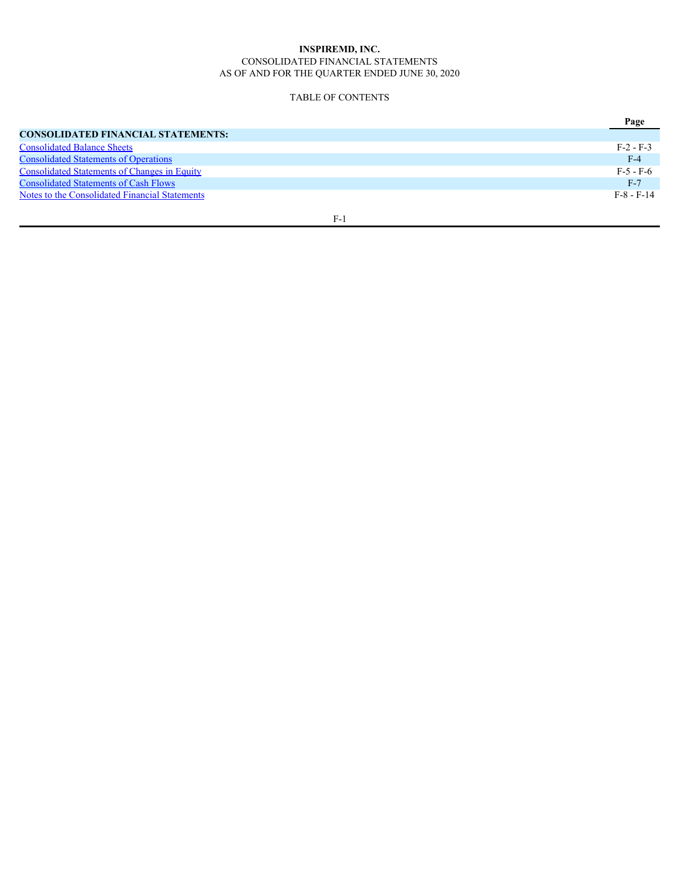**INSPIREMD, INC.**

CONSOLIDATED FINANCIAL STATEMENTS

AS OF AND FOR THE QUARTER ENDED JUNE 30, 2020

TABLE OF CONTENTS

| | Page |
|---|---|
| **CONSOLIDATED FINANCIAL STATEMENTS:** | |
| Consolidated Balance Sheets | F-2 - F-3 |
| Consolidated Statements of Operations | F-4 |
| Consolidated Statements of Changes in Equity | F-5 - F-6 |
| Consolidated Statements of Cash Flows | F-7 |
| Notes to the Consolidated Financial Statements | F-8 - F-14 |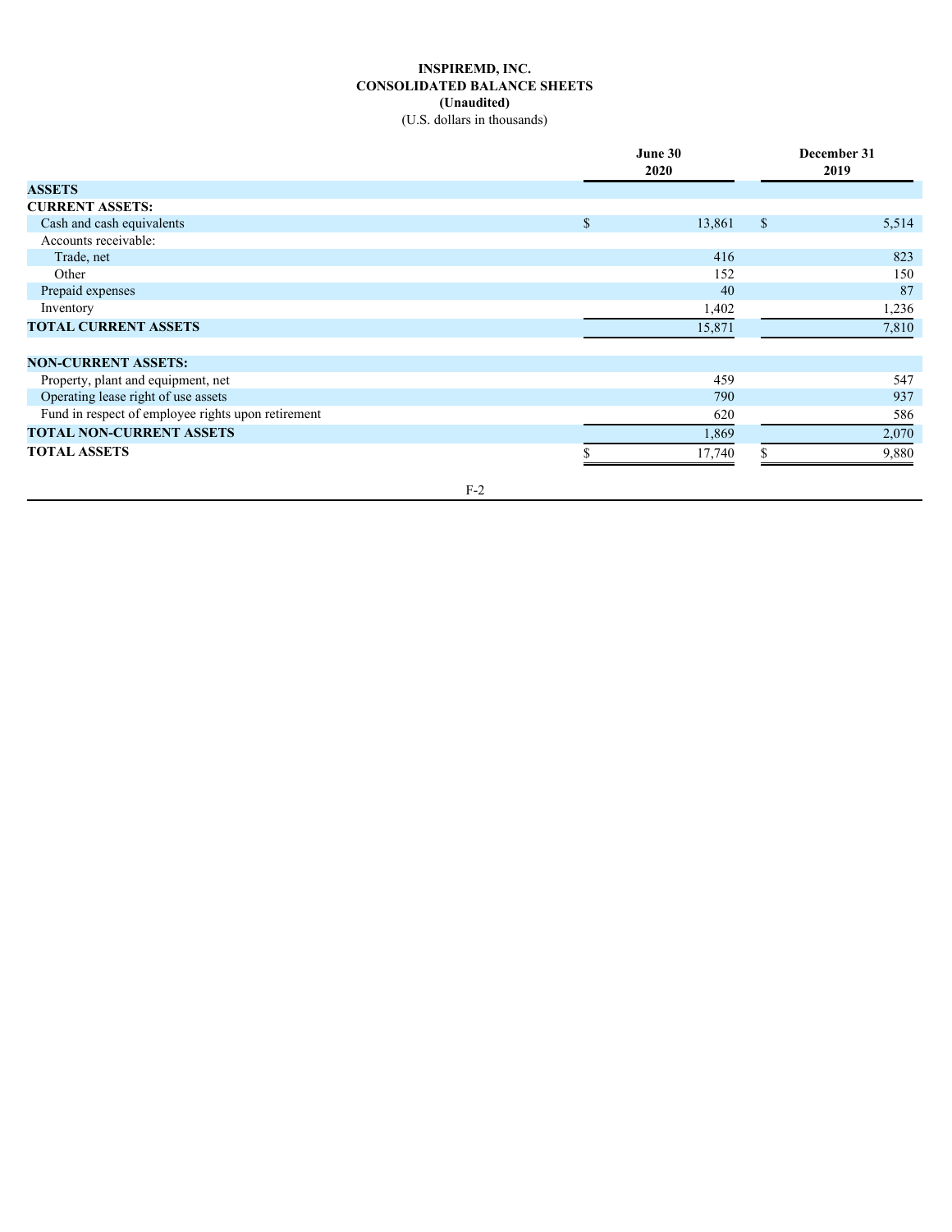# INSPIREMD, INC.
## CONSOLIDATED BALANCE SHEETS
### (Unaudited)
(U.S. dollars in thousands)

| | June 30 2020 | December 31 2019 |
|---|---|---|
| **ASSETS** | | |
| **CURRENT ASSETS:** | | |
| Cash and cash equivalents | $ 13,861 | $ 5,514 |
| Accounts receivable: | | |
| Trade, net | 416 | 823 |
| Other | 152 | 150 |
| Prepaid expenses | 40 | 87 |
| Inventory | 1,402 | 1,236 |
| **TOTAL CURRENT ASSETS** | 15,871 | 7,810 |
| | | |
| **NON-CURRENT ASSETS:** | | |
| Property, plant and equipment, net | 459 | 547 |
| Operating lease right of use assets | 790 | 937 |
| Fund in respect of employee rights upon retirement | 620 | 586 |
| **TOTAL NON-CURRENT ASSETS** | 1,869 | 2,070 |
| **TOTAL ASSETS** | $ 17,740 | $ 9,880 |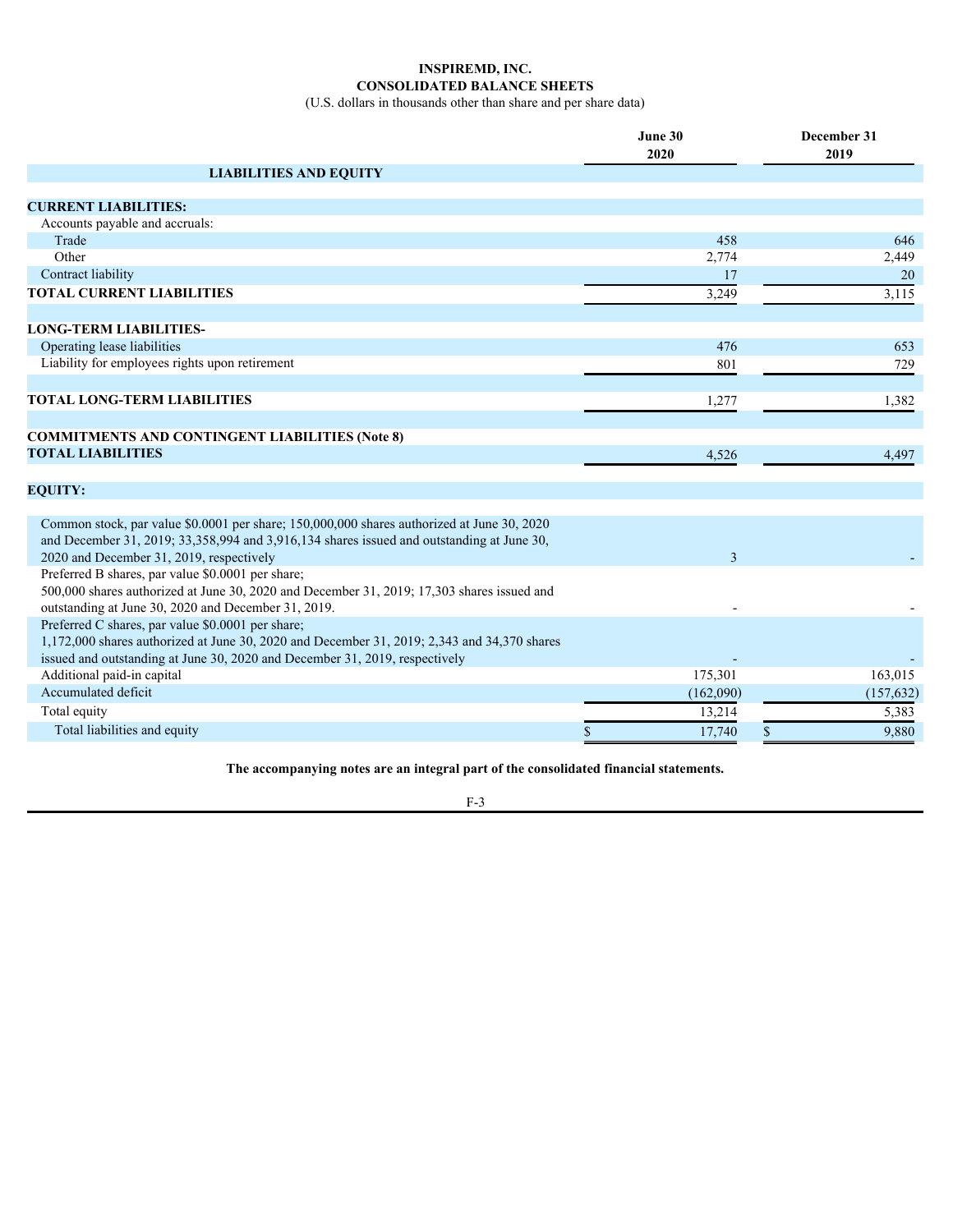# INSPIREMD, INC.

## CONSOLIDATED BALANCE SHEETS

(U.S. dollars in thousands other than share and per share data)

| | June 30 2020 | December 31 2019 |
|---|---|---|
| **LIABILITIES AND EQUITY** | | |
| **CURRENT LIABILITIES:** | | |
| Accounts payable and accruals: | | |
| Trade | 458 | 646 |
| Other | 2,774 | 2,449 |
| Contract liability | 17 | 20 |
| **TOTAL CURRENT LIABILITIES** | 3,249 | 3,115 |
| **LONG-TERM LIABILITIES-** | | |
| Operating lease liabilities | 476 | 653 |
| Liability for employees rights upon retirement | 801 | 729 |
| **TOTAL LONG-TERM LIABILITIES** | 1,277 | 1,382 |
| **COMMITMENTS AND CONTINGENT LIABILITIES (Note 8)** | | |
| **TOTAL LIABILITIES** | 4,526 | 4,497 |
| **EQUITY:** | | |
| Common stock, par value $0.0001 per share; 150,000,000 shares authorized at June 30, 2020 and December 31, 2019; 33,358,994 and 3,916,134 shares issued and outstanding at June 30, 2020 and December 31, 2019, respectively | 3 | - |
| Preferred B shares, par value $0.0001 per share; 500,000 shares authorized at June 30, 2020 and December 31, 2019; 17,303 shares issued and outstanding at June 30, 2020 and December 31, 2019. | - | - |
| Preferred C shares, par value $0.0001 per share; 1,172,000 shares authorized at June 30, 2020 and December 31, 2019; 2,343 and 34,370 shares issued and outstanding at June 30, 2020 and December 31, 2019, respectively | - | - |
| Additional paid-in capital | 175,301 | 163,015 |
| Accumulated deficit | (162,090) | (157,632) |
| Total equity | 13,214 | 5,383 |
| Total liabilities and equity | $ 17,740 | $ 9,880 |

**The accompanying notes are an integral part of the consolidated financial statements.**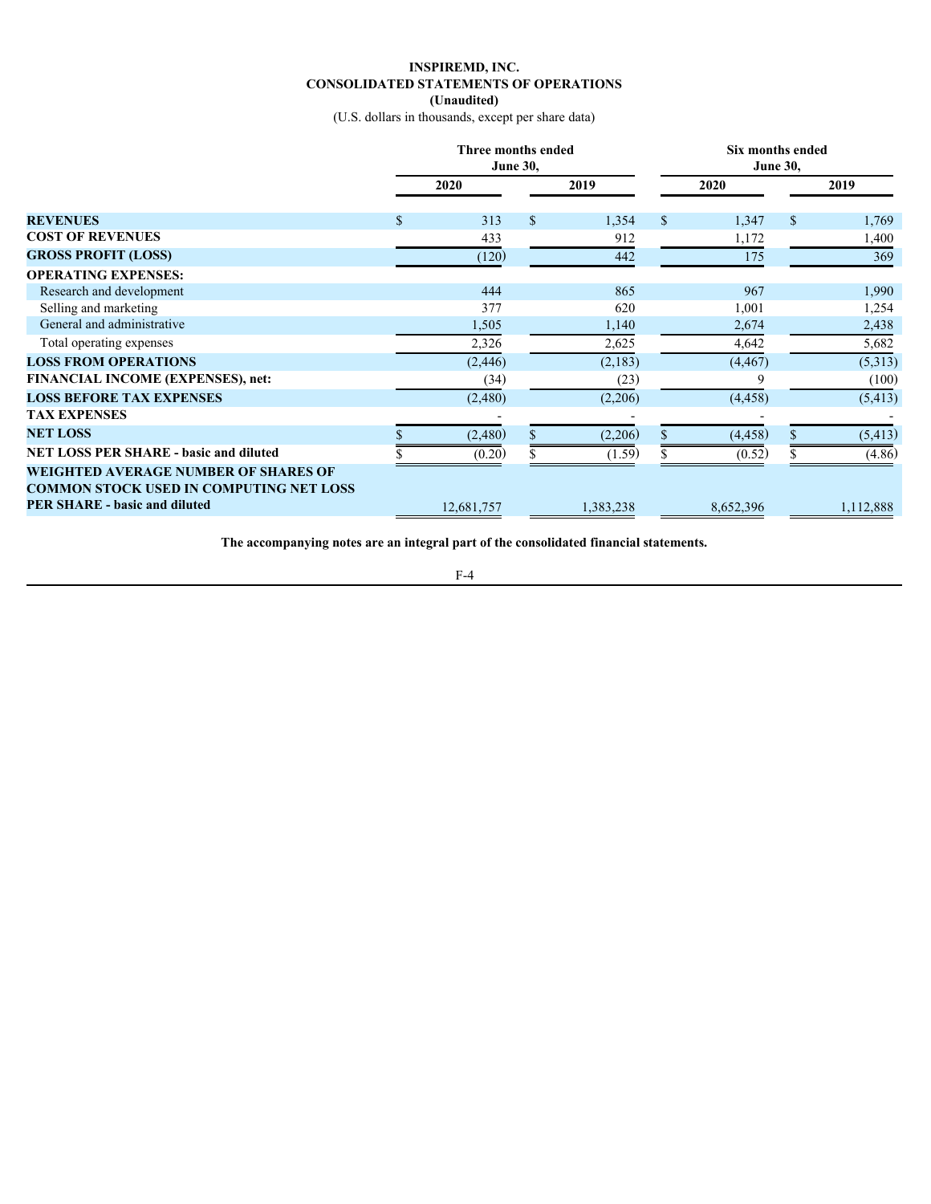# INSPIREMD, INC.
## CONSOLIDATED STATEMENTS OF OPERATIONS
### (Unaudited)

(U.S. dollars in thousands, except per share data)

| | Three months ended June 30, | | Six months ended June 30, | |
|---|---|---|---|---|
| | 2020 | 2019 | 2020 | 2019 |
| **REVENUES** | $ 313 | $ 1,354 | $ 1,347 | $ 1,769 |
| **COST OF REVENUES** | 433 | 912 | 1,172 | 1,400 |
| **GROSS PROFIT (LOSS)** | (120) | 442 | 175 | 369 |
| **OPERATING EXPENSES:** | | | | |
| Research and development | 444 | 865 | 967 | 1,990 |
| Selling and marketing | 377 | 620 | 1,001 | 1,254 |
| General and administrative | 1,505 | 1,140 | 2,674 | 2,438 |
| Total operating expenses | 2,326 | 2,625 | 4,642 | 5,682 |
| **LOSS FROM OPERATIONS** | (2,446) | (2,183) | (4,467) | (5,313) |
| **FINANCIAL INCOME (EXPENSES), net:** | (34) | (23) | 9 | (100) |
| **LOSS BEFORE TAX EXPENSES** | (2,480) | (2,206) | (4,458) | (5,413) |
| **TAX EXPENSES** | - | - | - | - |
| **NET LOSS** | $ (2,480) | $ (2,206) | $ (4,458) | $ (5,413) |
| **NET LOSS PER SHARE - basic and diluted** | $ (0.20) | $ (1.59) | $ (0.52) | $ (4.86) |
| **WEIGHTED AVERAGE NUMBER OF SHARES OF COMMON STOCK USED IN COMPUTING NET LOSS PER SHARE - basic and diluted** | 12,681,757 | 1,383,238 | 8,652,396 | 1,112,888 |

**The accompanying notes are an integral part of the consolidated financial statements.**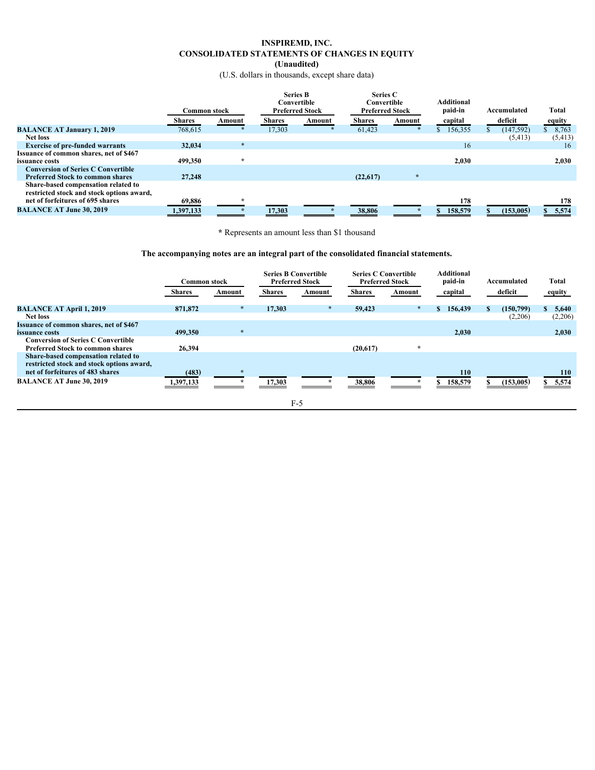# INSPIREMD, INC.
## CONSOLIDATED STATEMENTS OF CHANGES IN EQUITY
### (Unaudited)

(U.S. dollars in thousands, except share data)

| | Common stock | | Series B Convertible Preferred Stock | | Series C Convertible Preferred Stock | | Additional paid-in | Accumulated | Total |
|---|---|---|---|---|---|---|---|---|---|
| | Shares | Amount | Shares | Amount | Shares | Amount | capital | deficit | equity |
| **BALANCE AT January 1, 2019** | 768,615 | * | 17,303 | * | 61,423 | * | $ 156,355 | $ (147,592) | $ 8,763 |
| **Net loss** | | | | | | | | (5,413) | (5,413) |
| **Exercise of pre-funded warrants** | 32,034 | * | | | | | 16 | | 16 |
| **Issuance of common shares, net of $467 issuance costs** | 499,350 | * | | | | | 2,030 | | 2,030 |
| **Conversion of Series C Convertible Preferred Stock to common shares** | 27,248 | | | | (22,617) | * | | | |
| **Share-based compensation related to restricted stock and stock options award, net of forfeitures of 695 shares** | 69,886 | * | | | | | 178 | | 178 |
| **BALANCE AT June 30, 2019** | 1,397,133 | * | 17,303 | * | 38,806 | * | $ 158,579 | $ (153,005) | $ 5,574 |

\* Represents an amount less than $1 thousand

**The accompanying notes are an integral part of the consolidated financial statements.**

| | Common stock | | Series B Convertible Preferred Stock | | Series C Convertible Preferred Stock | | Additional paid-in | Accumulated | Total |
|---|---|---|---|---|---|---|---|---|---|
| | Shares | Amount | Shares | Amount | Shares | Amount | capital | deficit | equity |
| **BALANCE AT April 1, 2019** | 871,872 | * | 17,303 | * | 59,423 | * | $ 156,439 | $ (150,799) | $ 5,640 |
| **Net loss** | | | | | | | | (2,206) | (2,206) |
| **Issuance of common shares, net of $467 issuance costs** | 499,350 | * | | | | | 2,030 | | 2,030 |
| **Conversion of Series C Convertible Preferred Stock to common shares** | 26,394 | | | | (20,617) | * | | | |
| **Share-based compensation related to restricted stock and stock options award, net of forfeitures of 483 shares** | (483) | * | | | | | 110 | | 110 |
| **BALANCE AT June 30, 2019** | 1,397,133 | * | 17,303 | * | 38,806 | * | $ 158,579 | $ (153,005) | $ 5,574 |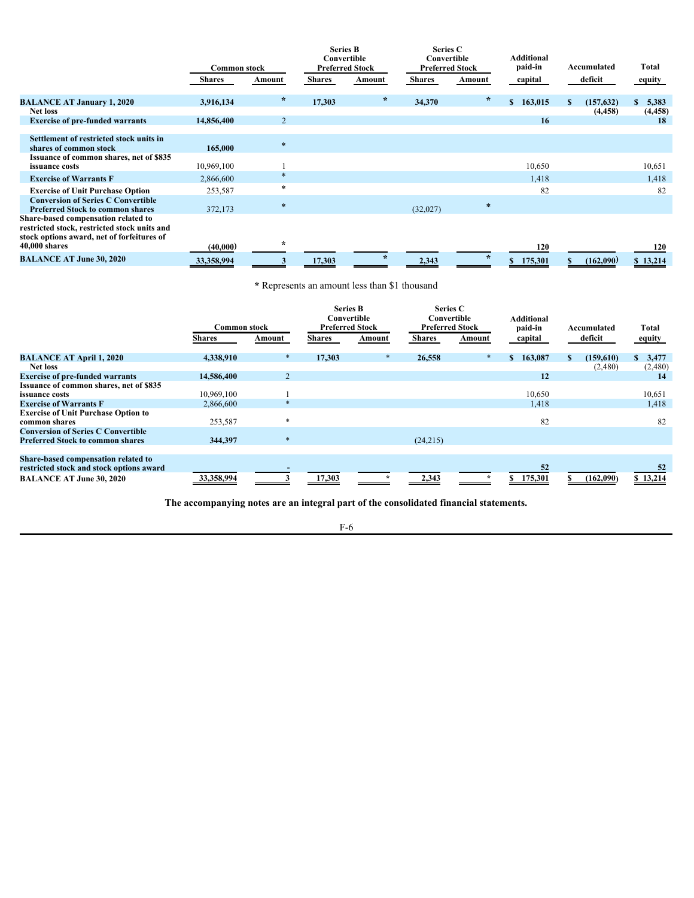| | Common stock | | Series B Convertible Preferred Stock | | Series C Convertible Preferred Stock | | Additional paid-in | Accumulated | Total |
|---|---|---|---|---|---|---|---|---|---|
| | Shares | Amount | Shares | Amount | Shares | Amount | capital | deficit | equity |
| **BALANCE AT January 1, 2020** | **3,916,134** | * | **17,303** | * | **34,370** | * | **$ 163,015** | **$ (157,632)** | **$ 5,383** |
| **Net loss** | | | | | | | | **(4,458)** | **(4,458)** |
| **Exercise of pre-funded warrants** | **14,856,400** | 2 | | | | | **16** | | **18** |
| **Settlement of restricted stock units in shares of common stock** | **165,000** | * | | | | | | | |
| **Issuance of common shares, net of $835 issuance costs** | 10,969,100 | 1 | | | | | 10,650 | | 10,651 |
| **Exercise of Warrants F** | 2,866,600 | * | | | | | 1,418 | | 1,418 |
| **Exercise of Unit Purchase Option** | 253,587 | * | | | | | 82 | | 82 |
| **Conversion of Series C Convertible Preferred Stock to common shares** | 372,173 | * | | | (32,027) | * | | | |
| **Share-based compensation related to restricted stock, restricted stock units and stock options award, net of forfeitures of 40,000 shares** | **(40,000)** | * | | | | | **120** | | **120** |
| **BALANCE AT June 30, 2020** | **33,358,994** | **3** | **17,303** | * | **2,343** | * | **$ 175,301** | **$ (162,090)** | **$ 13,214** |

\* Represents an amount less than $1 thousand

| | Common stock | | Series B Convertible Preferred Stock | | Series C Convertible Preferred Stock | | Additional paid-in | Accumulated | Total |
|---|---|---|---|---|---|---|---|---|---|
| | Shares | Amount | Shares | Amount | Shares | Amount | capital | deficit | equity |
| **BALANCE AT April 1, 2020** | **4,338,910** | * | **17,303** | * | **26,558** | * | **$ 163,087** | **$ (159,610)** | **$ 3,477** |
| **Net loss** | | | | | | | | (2,480) | (2,480) |
| **Exercise of pre-funded warrants** | **14,586,400** | 2 | | | | | **12** | | **14** |
| **Issuance of common shares, net of $835 issuance costs** | 10,969,100 | 1 | | | | | 10,650 | | 10,651 |
| **Exercise of Warrants F** | 2,866,600 | * | | | | | 1,418 | | 1,418 |
| **Exercise of Unit Purchase Option to common shares** | 253,587 | * | | | | | 82 | | 82 |
| **Conversion of Series C Convertible Preferred Stock to common shares** | **344,397** | * | | | (24,215) | | | | |
| **Share-based compensation related to restricted stock and stock options award** | | - | | | | | **52** | | **52** |
| **BALANCE AT June 30, 2020** | 33,358,994 | 3 | 17,303 | * | 2,343 | * | $ 175,301 | $ (162,090) | $ 13,214 |

**The accompanying notes are an integral part of the consolidated financial statements.**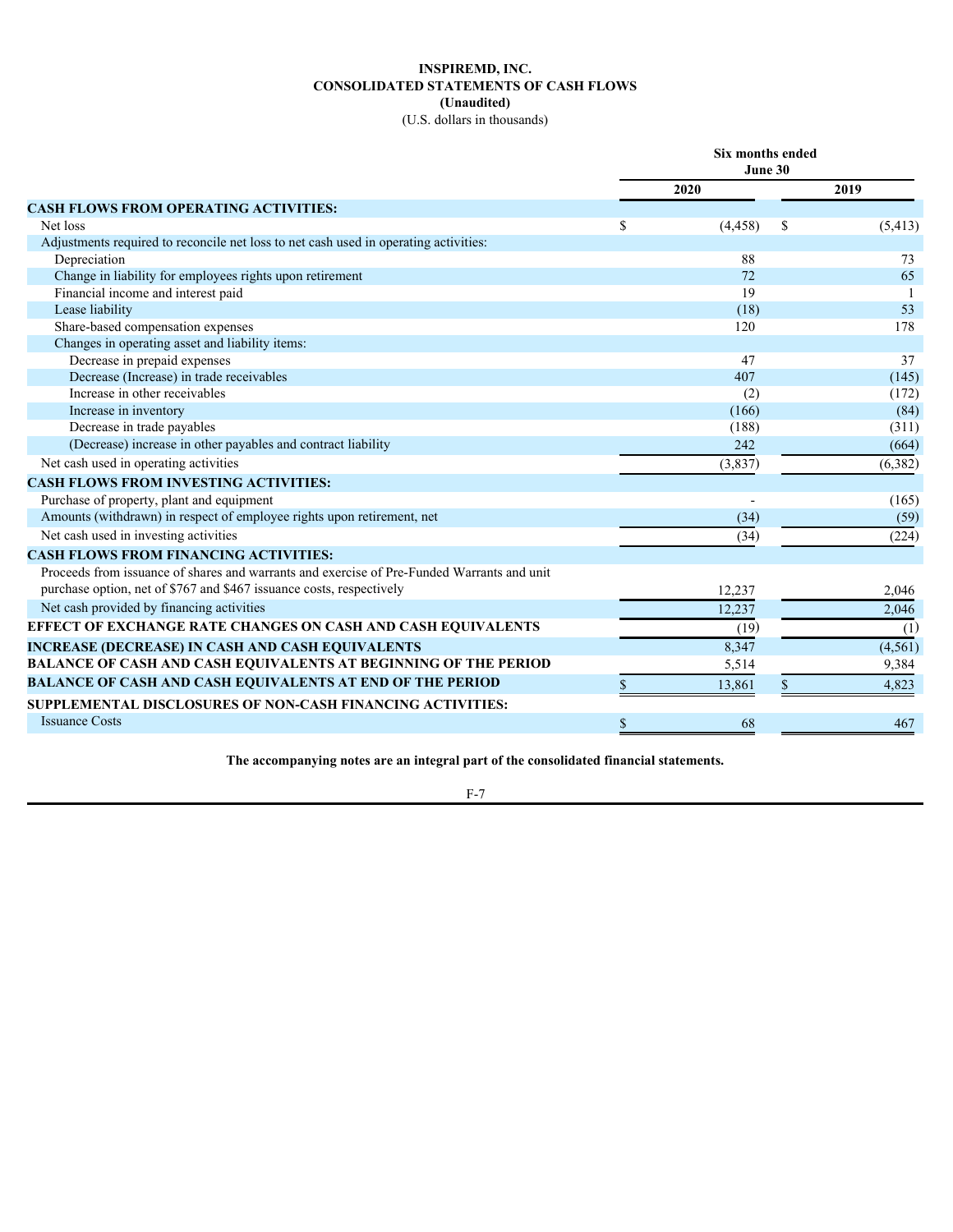# INSPIREMD, INC.

## CONSOLIDATED STATEMENTS OF CASH FLOWS

**(Unaudited)**

(U.S. dollars in thousands)

| | Six months ended June 30 | |
|---|---|---|
| | 2020 | 2019 |
| **CASH FLOWS FROM OPERATING ACTIVITIES:** | | |
| Net loss | $ (4,458) | $ (5,413) |
| Adjustments required to reconcile net loss to net cash used in operating activities: | | |
| Depreciation | 88 | 73 |
| Change in liability for employees rights upon retirement | 72 | 65 |
| Financial income and interest paid | 19 | 1 |
| Lease liability | (18) | 53 |
| Share-based compensation expenses | 120 | 178 |
| Changes in operating asset and liability items: | | |
| Decrease in prepaid expenses | 47 | 37 |
| Decrease (Increase) in trade receivables | 407 | (145) |
| Increase in other receivables | (2) | (172) |
| Increase in inventory | (166) | (84) |
| Decrease in trade payables | (188) | (311) |
| (Decrease) increase in other payables and contract liability | 242 | (664) |
| Net cash used in operating activities | (3,837) | (6,382) |
| **CASH FLOWS FROM INVESTING ACTIVITIES:** | | |
| Purchase of property, plant and equipment | - | (165) |
| Amounts (withdrawn) in respect of employee rights upon retirement, net | (34) | (59) |
| Net cash used in investing activities | (34) | (224) |
| **CASH FLOWS FROM FINANCING ACTIVITIES:** | | |
| Proceeds from issuance of shares and warrants and exercise of Pre-Funded Warrants and unit purchase option, net of $767 and $467 issuance costs, respectively | 12,237 | 2,046 |
| Net cash provided by financing activities | 12,237 | 2,046 |
| **EFFECT OF EXCHANGE RATE CHANGES ON CASH AND CASH EQUIVALENTS** | (19) | (1) |
| **INCREASE (DECREASE) IN CASH AND CASH EQUIVALENTS** | 8,347 | (4,561) |
| **BALANCE OF CASH AND CASH EQUIVALENTS AT BEGINNING OF THE PERIOD** | 5,514 | 9,384 |
| **BALANCE OF CASH AND CASH EQUIVALENTS AT END OF THE PERIOD** | $ 13,861 | $ 4,823 |
| **SUPPLEMENTAL DISCLOSURES OF NON-CASH FINANCING ACTIVITIES:** | | |
| Issuance Costs | $ 68 | 467 |

**The accompanying notes are an integral part of the consolidated financial statements.**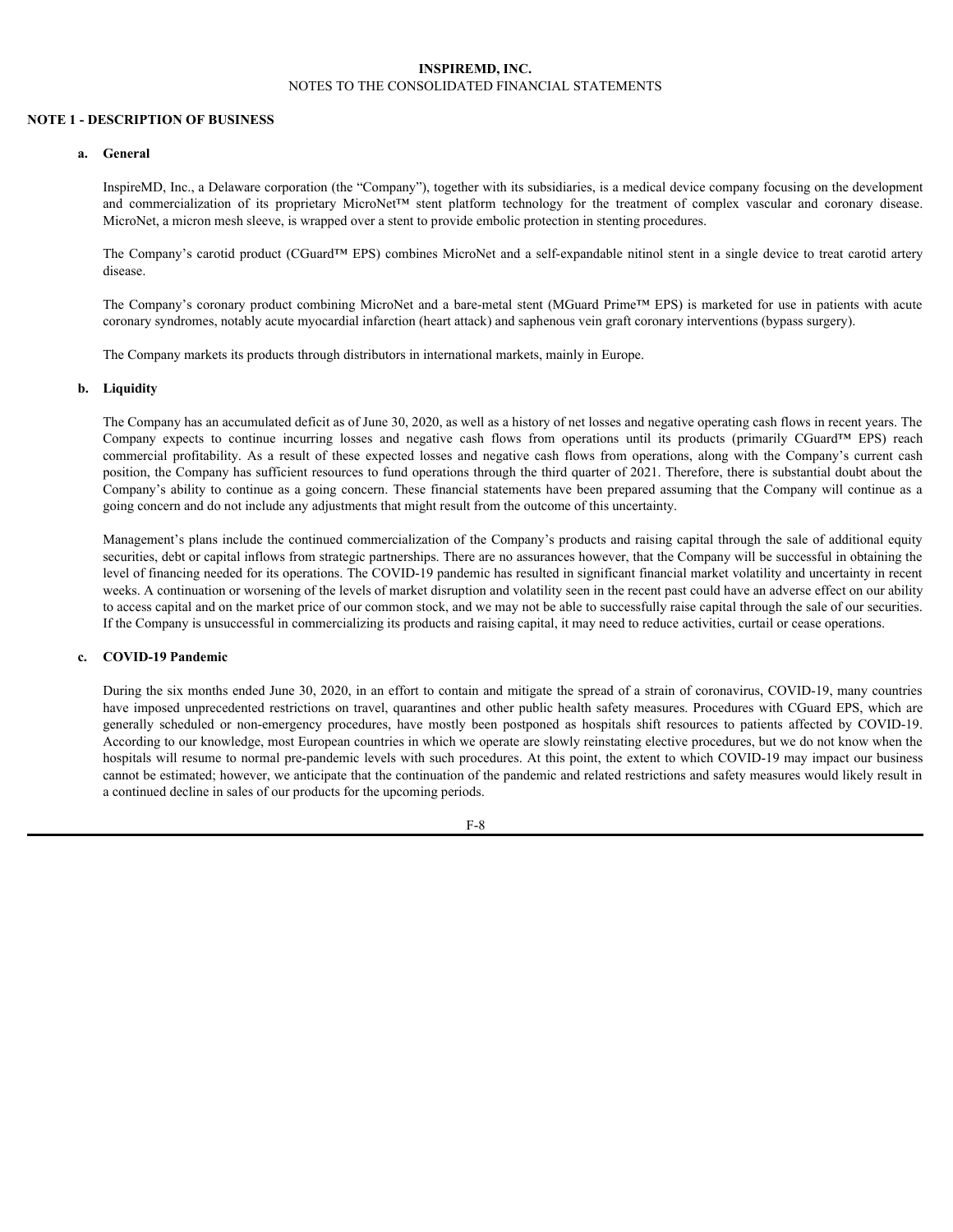**INSPIREMD, INC.**
NOTES TO THE CONSOLIDATED FINANCIAL STATEMENTS

## NOTE 1 - DESCRIPTION OF BUSINESS

### a. General

InspireMD, Inc., a Delaware corporation (the "Company"), together with its subsidiaries, is a medical device company focusing on the development and commercialization of its proprietary MicroNet™ stent platform technology for the treatment of complex vascular and coronary disease. MicroNet, a micron mesh sleeve, is wrapped over a stent to provide embolic protection in stenting procedures.

The Company's carotid product (CGuard™ EPS) combines MicroNet and a self-expandable nitinol stent in a single device to treat carotid artery disease.

The Company's coronary product combining MicroNet and a bare-metal stent (MGuard Prime™ EPS) is marketed for use in patients with acute coronary syndromes, notably acute myocardial infarction (heart attack) and saphenous vein graft coronary interventions (bypass surgery).

The Company markets its products through distributors in international markets, mainly in Europe.

### b. Liquidity

The Company has an accumulated deficit as of June 30, 2020, as well as a history of net losses and negative operating cash flows in recent years. The Company expects to continue incurring losses and negative cash flows from operations until its products (primarily CGuard™ EPS) reach commercial profitability. As a result of these expected losses and negative cash flows from operations, along with the Company's current cash position, the Company has sufficient resources to fund operations through the third quarter of 2021. Therefore, there is substantial doubt about the Company's ability to continue as a going concern. These financial statements have been prepared assuming that the Company will continue as a going concern and do not include any adjustments that might result from the outcome of this uncertainty.

Management's plans include the continued commercialization of the Company's products and raising capital through the sale of additional equity securities, debt or capital inflows from strategic partnerships. There are no assurances however, that the Company will be successful in obtaining the level of financing needed for its operations. The COVID-19 pandemic has resulted in significant financial market volatility and uncertainty in recent weeks. A continuation or worsening of the levels of market disruption and volatility seen in the recent past could have an adverse effect on our ability to access capital and on the market price of our common stock, and we may not be able to successfully raise capital through the sale of our securities. If the Company is unsuccessful in commercializing its products and raising capital, it may need to reduce activities, curtail or cease operations.

### c. COVID-19 Pandemic

During the six months ended June 30, 2020, in an effort to contain and mitigate the spread of a strain of coronavirus, COVID-19, many countries have imposed unprecedented restrictions on travel, quarantines and other public health safety measures. Procedures with CGuard EPS, which are generally scheduled or non-emergency procedures, have mostly been postponed as hospitals shift resources to patients affected by COVID-19. According to our knowledge, most European countries in which we operate are slowly reinstating elective procedures, but we do not know when the hospitals will resume to normal pre-pandemic levels with such procedures. At this point, the extent to which COVID-19 may impact our business cannot be estimated; however, we anticipate that the continuation of the pandemic and related restrictions and safety measures would likely result in a continued decline in sales of our products for the upcoming periods.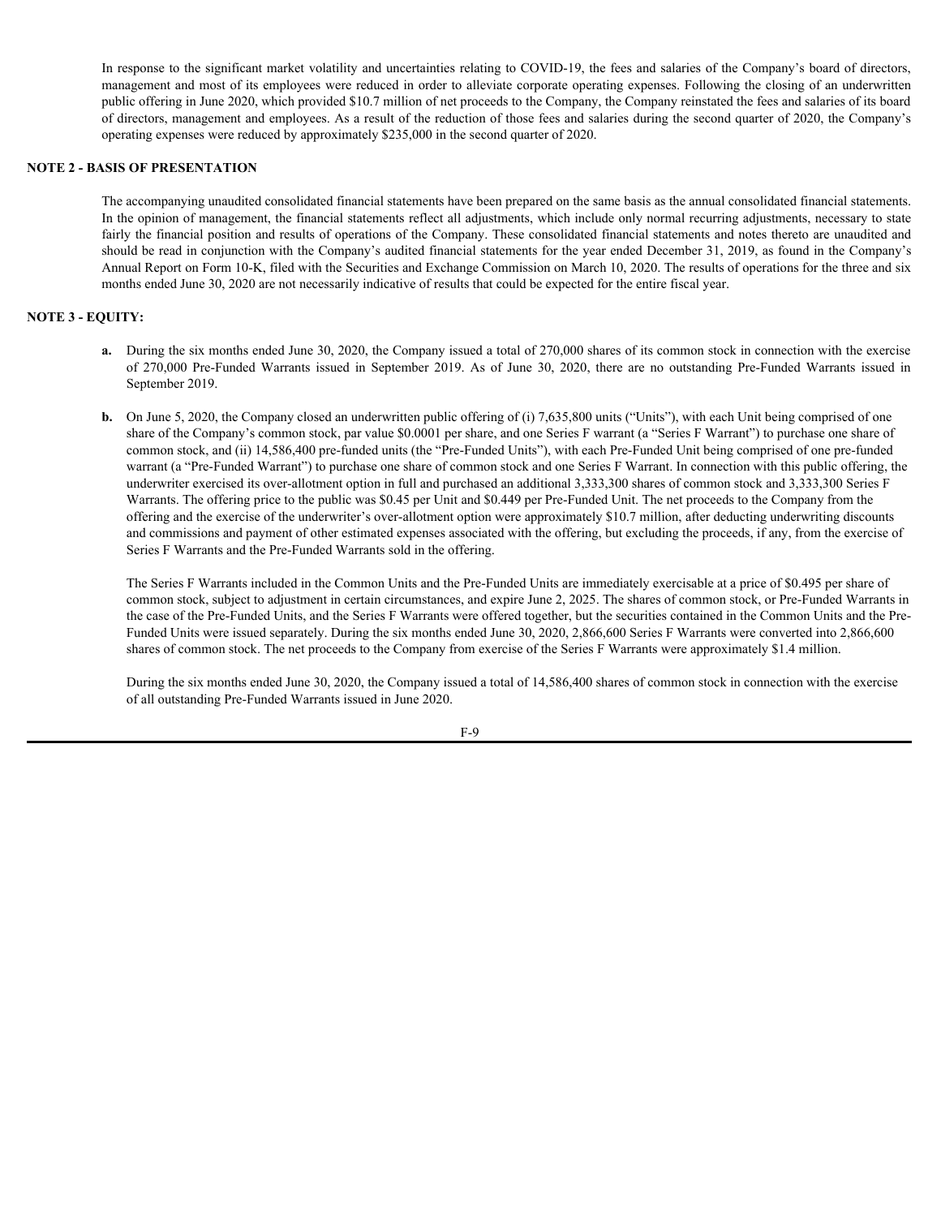In response to the significant market volatility and uncertainties relating to COVID-19, the fees and salaries of the Company's board of directors, management and most of its employees were reduced in order to alleviate corporate operating expenses. Following the closing of an underwritten public offering in June 2020, which provided $10.7 million of net proceeds to the Company, the Company reinstated the fees and salaries of its board of directors, management and employees. As a result of the reduction of those fees and salaries during the second quarter of 2020, the Company's operating expenses were reduced by approximately $235,000 in the second quarter of 2020.

## NOTE 2 - BASIS OF PRESENTATION

The accompanying unaudited consolidated financial statements have been prepared on the same basis as the annual consolidated financial statements. In the opinion of management, the financial statements reflect all adjustments, which include only normal recurring adjustments, necessary to state fairly the financial position and results of operations of the Company. These consolidated financial statements and notes thereto are unaudited and should be read in conjunction with the Company's audited financial statements for the year ended December 31, 2019, as found in the Company's Annual Report on Form 10-K, filed with the Securities and Exchange Commission on March 10, 2020. The results of operations for the three and six months ended June 30, 2020 are not necessarily indicative of results that could be expected for the entire fiscal year.

## NOTE 3 - EQUITY:

**a.** During the six months ended June 30, 2020, the Company issued a total of 270,000 shares of its common stock in connection with the exercise of 270,000 Pre-Funded Warrants issued in September 2019. As of June 30, 2020, there are no outstanding Pre-Funded Warrants issued in September 2019.

**b.** On June 5, 2020, the Company closed an underwritten public offering of (i) 7,635,800 units ("Units"), with each Unit being comprised of one share of the Company's common stock, par value $0.0001 per share, and one Series F warrant (a "Series F Warrant") to purchase one share of common stock, and (ii) 14,586,400 pre-funded units (the "Pre-Funded Units"), with each Pre-Funded Unit being comprised of one pre-funded warrant (a "Pre-Funded Warrant") to purchase one share of common stock and one Series F Warrant. In connection with this public offering, the underwriter exercised its over-allotment option in full and purchased an additional 3,333,300 shares of common stock and 3,333,300 Series F Warrants. The offering price to the public was $0.45 per Unit and $0.449 per Pre-Funded Unit. The net proceeds to the Company from the offering and the exercise of the underwriter's over-allotment option were approximately $10.7 million, after deducting underwriting discounts and commissions and payment of other estimated expenses associated with the offering, but excluding the proceeds, if any, from the exercise of Series F Warrants and the Pre-Funded Warrants sold in the offering.

The Series F Warrants included in the Common Units and the Pre-Funded Units are immediately exercisable at a price of $0.495 per share of common stock, subject to adjustment in certain circumstances, and expire June 2, 2025. The shares of common stock, or Pre-Funded Warrants in the case of the Pre-Funded Units, and the Series F Warrants were offered together, but the securities contained in the Common Units and the Pre-Funded Units were issued separately. During the six months ended June 30, 2020, 2,866,600 Series F Warrants were converted into 2,866,600 shares of common stock. The net proceeds to the Company from exercise of the Series F Warrants were approximately $1.4 million.

During the six months ended June 30, 2020, the Company issued a total of 14,586,400 shares of common stock in connection with the exercise of all outstanding Pre-Funded Warrants issued in June 2020.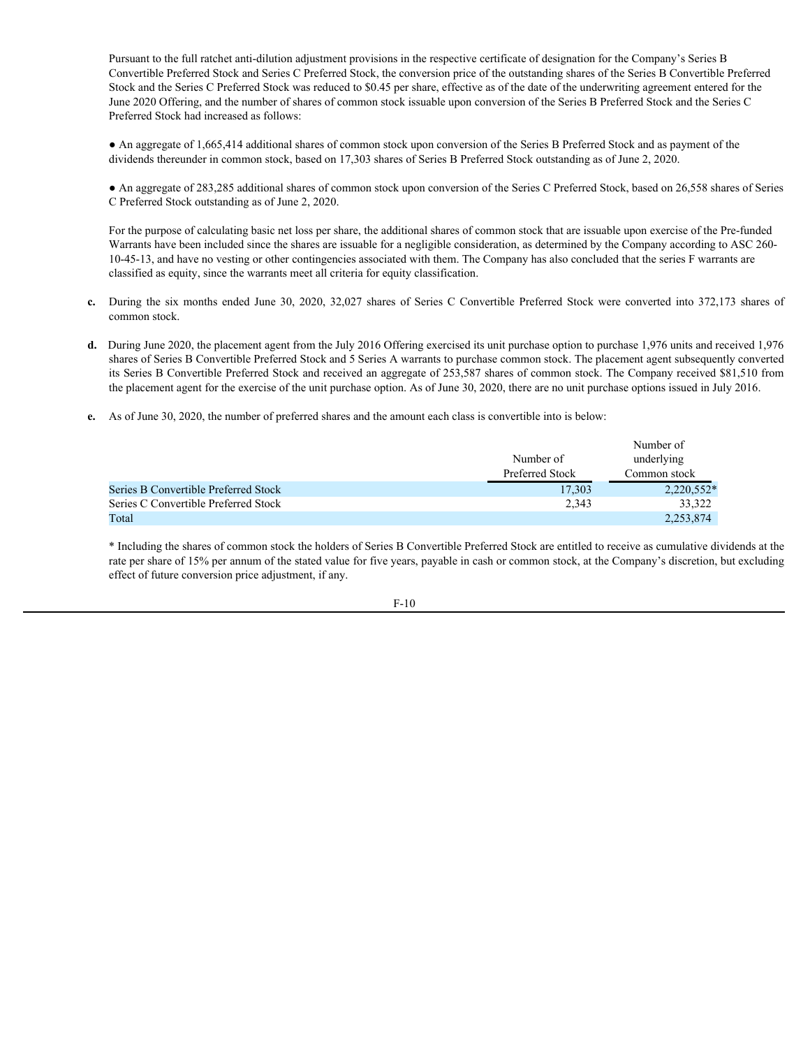Pursuant to the full ratchet anti-dilution adjustment provisions in the respective certificate of designation for the Company's Series B Convertible Preferred Stock and Series C Preferred Stock, the conversion price of the outstanding shares of the Series B Convertible Preferred Stock and the Series C Preferred Stock was reduced to $0.45 per share, effective as of the date of the underwriting agreement entered for the June 2020 Offering, and the number of shares of common stock issuable upon conversion of the Series B Preferred Stock and the Series C Preferred Stock had increased as follows:

● An aggregate of 1,665,414 additional shares of common stock upon conversion of the Series B Preferred Stock and as payment of the dividends thereunder in common stock, based on 17,303 shares of Series B Preferred Stock outstanding as of June 2, 2020.

● An aggregate of 283,285 additional shares of common stock upon conversion of the Series C Preferred Stock, based on 26,558 shares of Series C Preferred Stock outstanding as of June 2, 2020.

For the purpose of calculating basic net loss per share, the additional shares of common stock that are issuable upon exercise of the Pre-funded Warrants have been included since the shares are issuable for a negligible consideration, as determined by the Company according to ASC 260-10-45-13, and have no vesting or other contingencies associated with them. The Company has also concluded that the series F warrants are classified as equity, since the warrants meet all criteria for equity classification.

**c.** During the six months ended June 30, 2020, 32,027 shares of Series C Convertible Preferred Stock were converted into 372,173 shares of common stock.

**d.** During June 2020, the placement agent from the July 2016 Offering exercised its unit purchase option to purchase 1,976 units and received 1,976 shares of Series B Convertible Preferred Stock and 5 Series A warrants to purchase common stock. The placement agent subsequently converted its Series B Convertible Preferred Stock and received an aggregate of 253,587 shares of common stock. The Company received $81,510 from the placement agent for the exercise of the unit purchase option. As of June 30, 2020, there are no unit purchase options issued in July 2016.

**e.** As of June 30, 2020, the number of preferred shares and the amount each class is convertible into is below:

| | Number of Preferred Stock | Number of underlying Common stock |
|---|---|---|
| Series B Convertible Preferred Stock | 17,303 | 2,220,552* |
| Series C Convertible Preferred Stock | 2,343 | 33,322 |
| Total | | 2,253,874 |

* Including the shares of common stock the holders of Series B Convertible Preferred Stock are entitled to receive as cumulative dividends at the rate per share of 15% per annum of the stated value for five years, payable in cash or common stock, at the Company's discretion, but excluding effect of future conversion price adjustment, if any.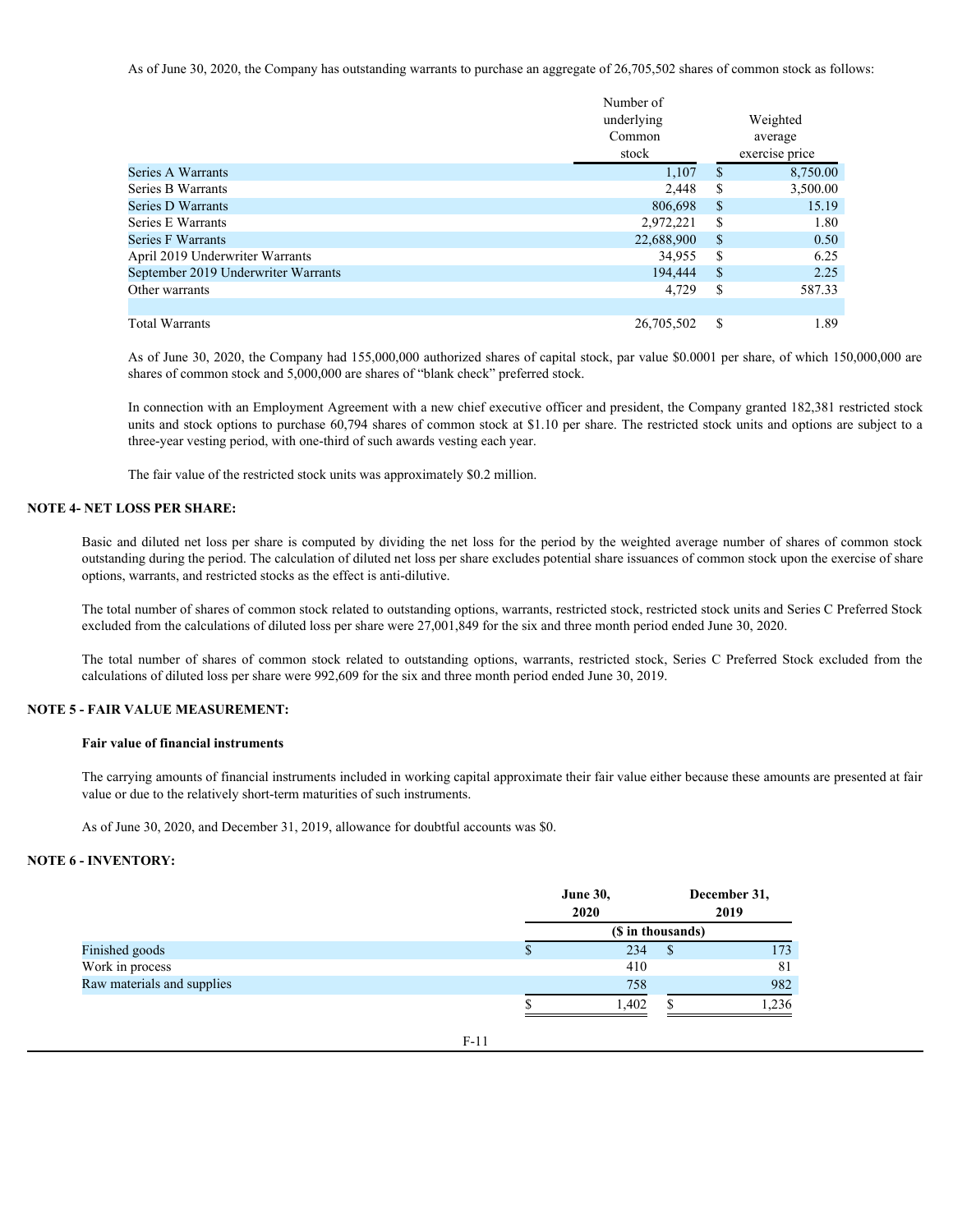As of June 30, 2020, the Company has outstanding warrants to purchase an aggregate of 26,705,502 shares of common stock as follows:

| | Number of underlying Common stock | Weighted average exercise price |
|---|---|---|
| Series A Warrants | 1,107 | $ 8,750.00 |
| Series B Warrants | 2,448 | $ 3,500.00 |
| Series D Warrants | 806,698 | $ 15.19 |
| Series E Warrants | 2,972,221 | $ 1.80 |
| Series F Warrants | 22,688,900 | $ 0.50 |
| April 2019 Underwriter Warrants | 34,955 | $ 6.25 |
| September 2019 Underwriter Warrants | 194,444 | $ 2.25 |
| Other warrants | 4,729 | $ 587.33 |
| | | |
| Total Warrants | 26,705,502 | $ 1.89 |

As of June 30, 2020, the Company had 155,000,000 authorized shares of capital stock, par value $0.0001 per share, of which 150,000,000 are shares of common stock and 5,000,000 are shares of "blank check" preferred stock.

In connection with an Employment Agreement with a new chief executive officer and president, the Company granted 182,381 restricted stock units and stock options to purchase 60,794 shares of common stock at $1.10 per share. The restricted stock units and options are subject to a three-year vesting period, with one-third of such awards vesting each year.

The fair value of the restricted stock units was approximately $0.2 million.

## NOTE 4- NET LOSS PER SHARE:

Basic and diluted net loss per share is computed by dividing the net loss for the period by the weighted average number of shares of common stock outstanding during the period. The calculation of diluted net loss per share excludes potential share issuances of common stock upon the exercise of share options, warrants, and restricted stocks as the effect is anti-dilutive.

The total number of shares of common stock related to outstanding options, warrants, restricted stock, restricted stock units and Series C Preferred Stock excluded from the calculations of diluted loss per share were 27,001,849 for the six and three month period ended June 30, 2020.

The total number of shares of common stock related to outstanding options, warrants, restricted stock, Series C Preferred Stock excluded from the calculations of diluted loss per share were 992,609 for the six and three month period ended June 30, 2019.

## NOTE 5 - FAIR VALUE MEASUREMENT:

**Fair value of financial instruments**

The carrying amounts of financial instruments included in working capital approximate their fair value either because these amounts are presented at fair value or due to the relatively short-term maturities of such instruments.

As of June 30, 2020, and December 31, 2019, allowance for doubtful accounts was $0.

## NOTE 6 - INVENTORY:

| | June 30, 2020 | December 31, 2019 |
|---|---|---|
| | ($ in thousands) | |
| Finished goods | $ 234 | $ 173 |
| Work in process | 410 | 81 |
| Raw materials and supplies | 758 | 982 |
| | $ 1,402 | $ 1,236 |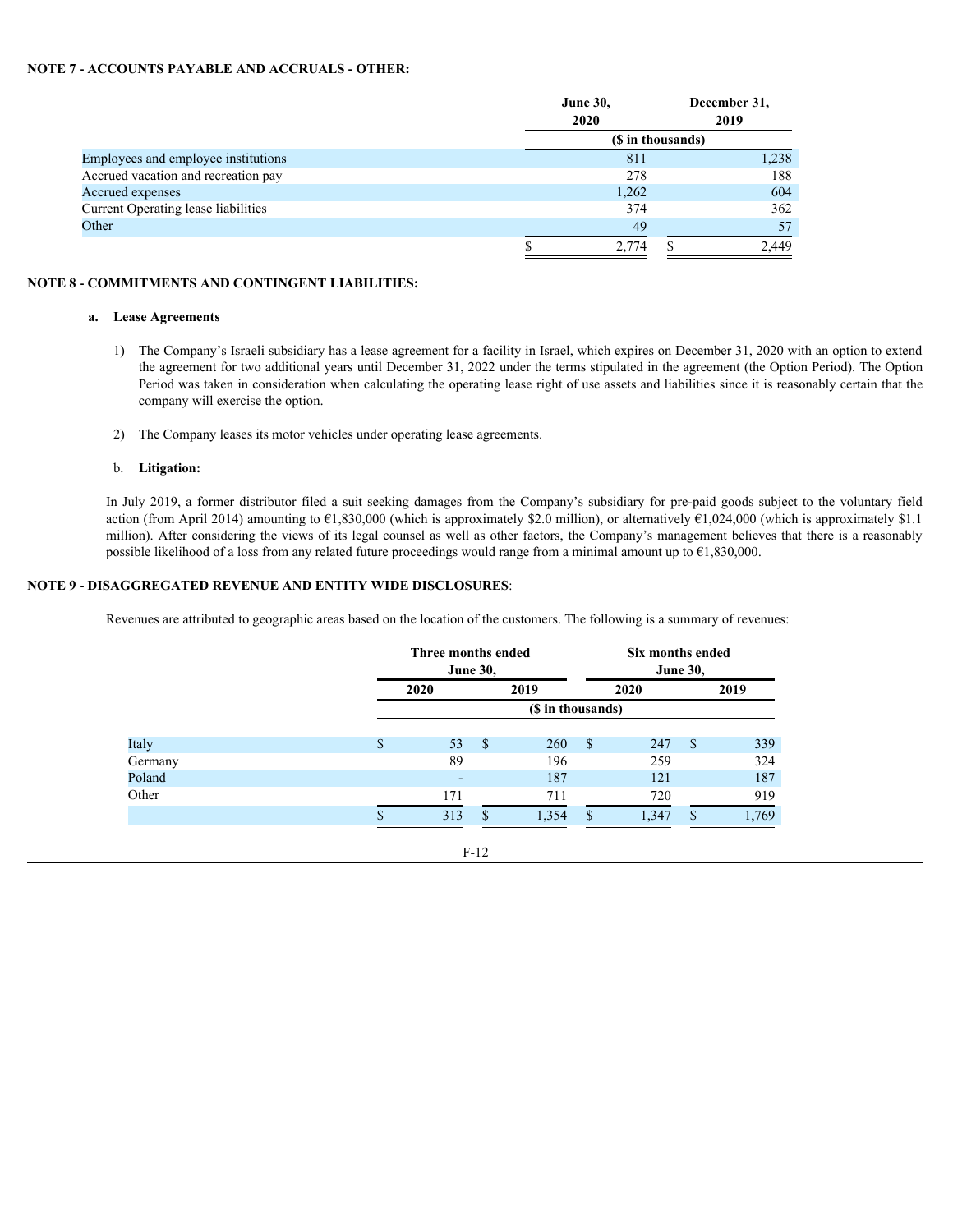## NOTE 7 - ACCOUNTS PAYABLE AND ACCRUALS - OTHER:

| | June 30, 2020 | December 31, 2019 |
|---|---|---|
| | ($ in thousands) | |
| Employees and employee institutions | 811 | 1,238 |
| Accrued vacation and recreation pay | 278 | 188 |
| Accrued expenses | 1,262 | 604 |
| Current Operating lease liabilities | 374 | 362 |
| Other | 49 | 57 |
| | $ 2,774 | $ 2,449 |

## NOTE 8 - COMMITMENTS AND CONTINGENT LIABILITIES:

### a. Lease Agreements

1) The Company's Israeli subsidiary has a lease agreement for a facility in Israel, which expires on December 31, 2020 with an option to extend the agreement for two additional years until December 31, 2022 under the terms stipulated in the agreement (the Option Period). The Option Period was taken in consideration when calculating the operating lease right of use assets and liabilities since it is reasonably certain that the company will exercise the option.

2) The Company leases its motor vehicles under operating lease agreements.

### b. Litigation:

In July 2019, a former distributor filed a suit seeking damages from the Company's subsidiary for pre-paid goods subject to the voluntary field action (from April 2014) amounting to €1,830,000 (which is approximately $2.0 million), or alternatively €1,024,000 (which is approximately $1.1 million). After considering the views of its legal counsel as well as other factors, the Company's management believes that there is a reasonably possible likelihood of a loss from any related future proceedings would range from a minimal amount up to €1,830,000.

## NOTE 9 - DISAGGREGATED REVENUE AND ENTITY WIDE DISCLOSURES:

Revenues are attributed to geographic areas based on the location of the customers. The following is a summary of revenues:

| | Three months ended June 30, | | Six months ended June 30, | |
|---|---|---|---|---|
| | 2020 | 2019 | 2020 | 2019 |
| | ($ in thousands) | | | |
| Italy | $ 53 | $ 260 | $ 247 | $ 339 |
| Germany | 89 | 196 | 259 | 324 |
| Poland | - | 187 | 121 | 187 |
| Other | 171 | 711 | 720 | 919 |
| | $ 313 | $ 1,354 | $ 1,347 | $ 1,769 |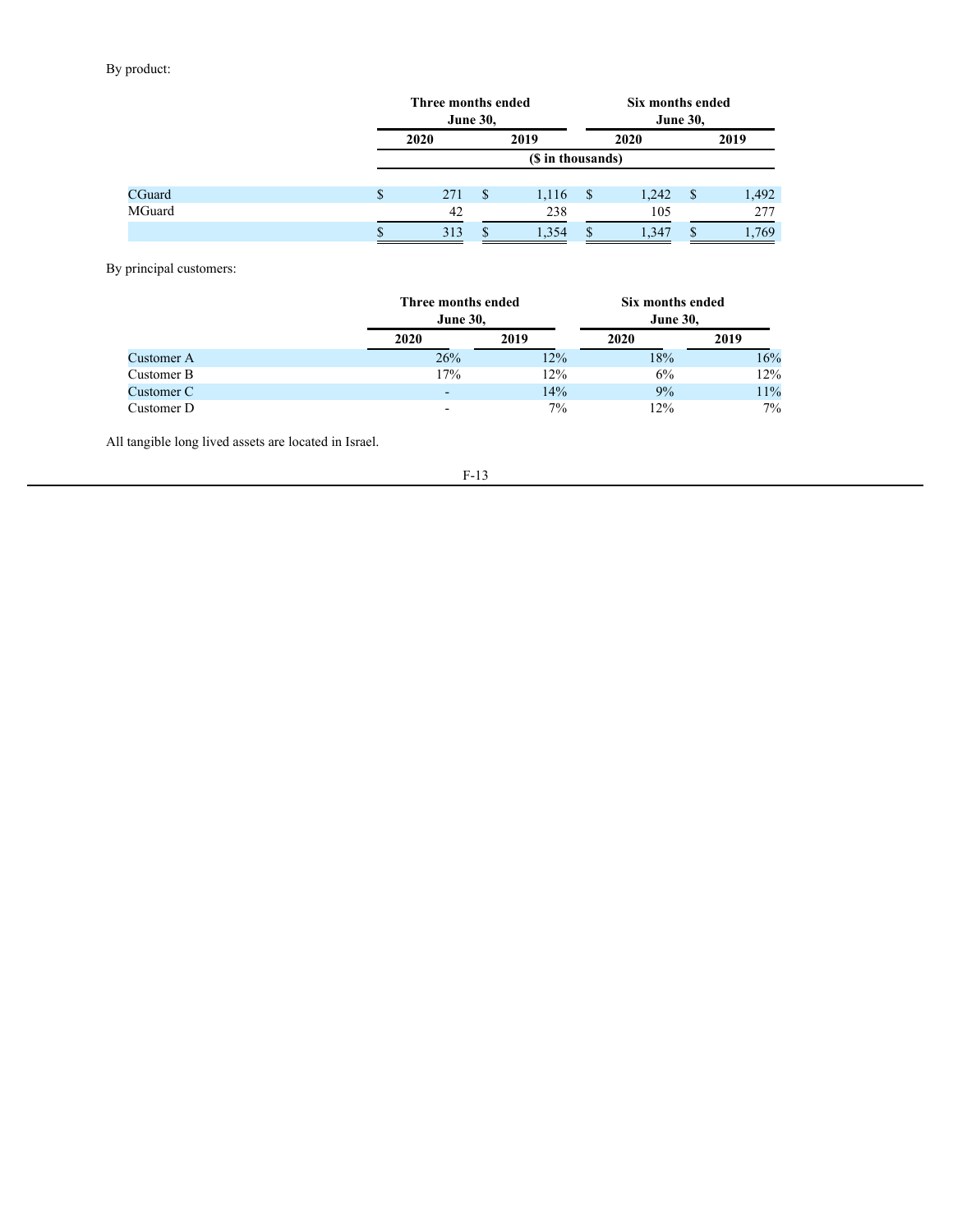By product:

| | Three months ended June 30, | | Six months ended June 30, | |
|---|---|---|---|---|
| | 2020 | 2019 | 2020 | 2019 |
| | ($ in thousands) | | | |
| CGuard | $ 271 | $ 1,116 | $ 1,242 | $ 1,492 |
| MGuard | 42 | 238 | 105 | 277 |
| | $ 313 | $ 1,354 | $ 1,347 | $ 1,769 |

By principal customers:

| | Three months ended June 30, | | Six months ended June 30, | |
|---|---|---|---|---|
| | 2020 | 2019 | 2020 | 2019 |
| Customer A | 26% | 12% | 18% | 16% |
| Customer B | 17% | 12% | 6% | 12% |
| Customer C | - | 14% | 9% | 11% |
| Customer D | - | 7% | 12% | 7% |

All tangible long lived assets are located in Israel.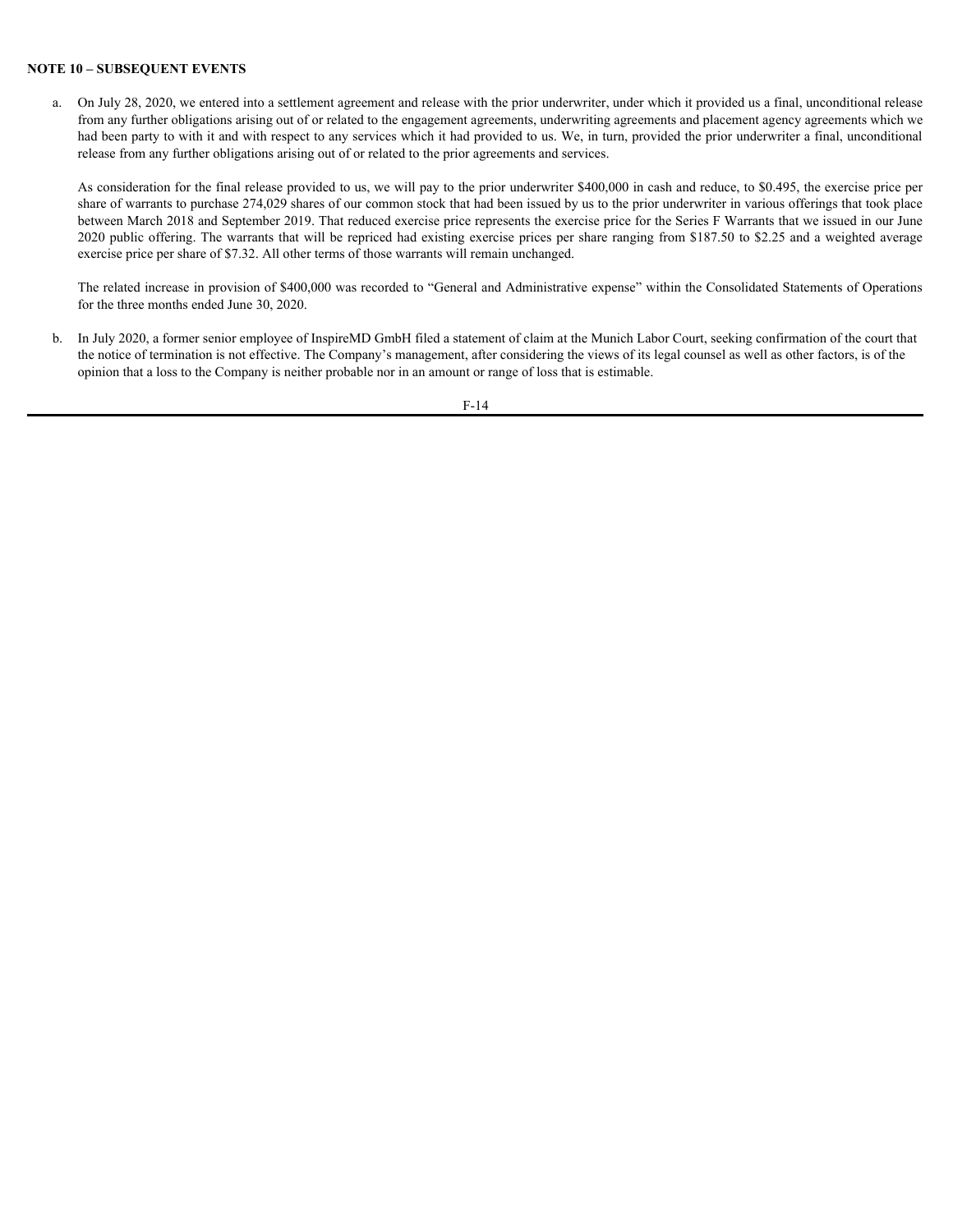**NOTE 10 – SUBSEQUENT EVENTS**

a. On July 28, 2020, we entered into a settlement agreement and release with the prior underwriter, under which it provided us a final, unconditional release from any further obligations arising out of or related to the engagement agreements, underwriting agreements and placement agency agreements which we had been party to with it and with respect to any services which it had provided to us. We, in turn, provided the prior underwriter a final, unconditional release from any further obligations arising out of or related to the prior agreements and services.

   As consideration for the final release provided to us, we will pay to the prior underwriter $400,000 in cash and reduce, to $0.495, the exercise price per share of warrants to purchase 274,029 shares of our common stock that had been issued by us to the prior underwriter in various offerings that took place between March 2018 and September 2019. That reduced exercise price represents the exercise price for the Series F Warrants that we issued in our June 2020 public offering. The warrants that will be repriced had existing exercise prices per share ranging from $187.50 to $2.25 and a weighted average exercise price per share of $7.32. All other terms of those warrants will remain unchanged.

   The related increase in provision of $400,000 was recorded to "General and Administrative expense" within the Consolidated Statements of Operations for the three months ended June 30, 2020.

b. In July 2020, a former senior employee of InspireMD GmbH filed a statement of claim at the Munich Labor Court, seeking confirmation of the court that the notice of termination is not effective. The Company's management, after considering the views of its legal counsel as well as other factors, is of the opinion that a loss to the Company is neither probable nor in an amount or range of loss that is estimable.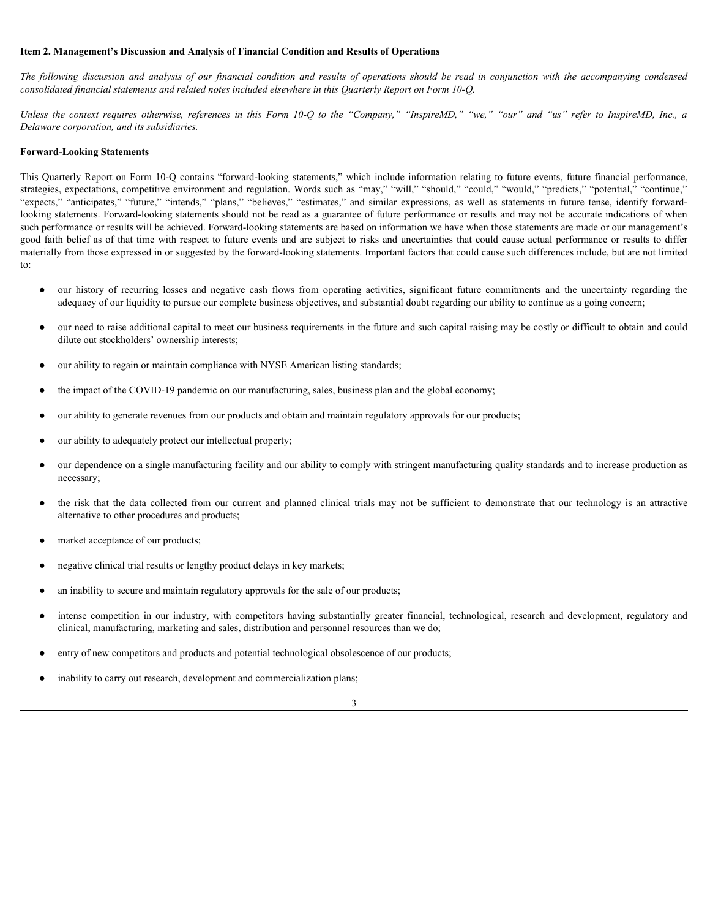**Item 2. Management's Discussion and Analysis of Financial Condition and Results of Operations**

*The following discussion and analysis of our financial condition and results of operations should be read in conjunction with the accompanying condensed consolidated financial statements and related notes included elsewhere in this Quarterly Report on Form 10-Q.*

*Unless the context requires otherwise, references in this Form 10-Q to the "Company," "InspireMD," "we," "our" and "us" refer to InspireMD, Inc., a Delaware corporation, and its subsidiaries.*

**Forward-Looking Statements**

This Quarterly Report on Form 10-Q contains "forward-looking statements," which include information relating to future events, future financial performance, strategies, expectations, competitive environment and regulation. Words such as "may," "will," "should," "could," "would," "predicts," "potential," "continue," "expects," "anticipates," "future," "intends," "plans," "believes," "estimates," and similar expressions, as well as statements in future tense, identify forward-looking statements. Forward-looking statements should not be read as a guarantee of future performance or results and may not be accurate indications of when such performance or results will be achieved. Forward-looking statements are based on information we have when those statements are made or our management's good faith belief as of that time with respect to future events and are subject to risks and uncertainties that could cause actual performance or results to differ materially from those expressed in or suggested by the forward-looking statements. Important factors that could cause such differences include, but are not limited to:

- our history of recurring losses and negative cash flows from operating activities, significant future commitments and the uncertainty regarding the adequacy of our liquidity to pursue our complete business objectives, and substantial doubt regarding our ability to continue as a going concern;
- our need to raise additional capital to meet our business requirements in the future and such capital raising may be costly or difficult to obtain and could dilute out stockholders' ownership interests;
- our ability to regain or maintain compliance with NYSE American listing standards;
- the impact of the COVID-19 pandemic on our manufacturing, sales, business plan and the global economy;
- our ability to generate revenues from our products and obtain and maintain regulatory approvals for our products;
- our ability to adequately protect our intellectual property;
- our dependence on a single manufacturing facility and our ability to comply with stringent manufacturing quality standards and to increase production as necessary;
- the risk that the data collected from our current and planned clinical trials may not be sufficient to demonstrate that our technology is an attractive alternative to other procedures and products;
- market acceptance of our products;
- negative clinical trial results or lengthy product delays in key markets;
- an inability to secure and maintain regulatory approvals for the sale of our products;
- intense competition in our industry, with competitors having substantially greater financial, technological, research and development, regulatory and clinical, manufacturing, marketing and sales, distribution and personnel resources than we do;
- entry of new competitors and products and potential technological obsolescence of our products;
- inability to carry out research, development and commercialization plans;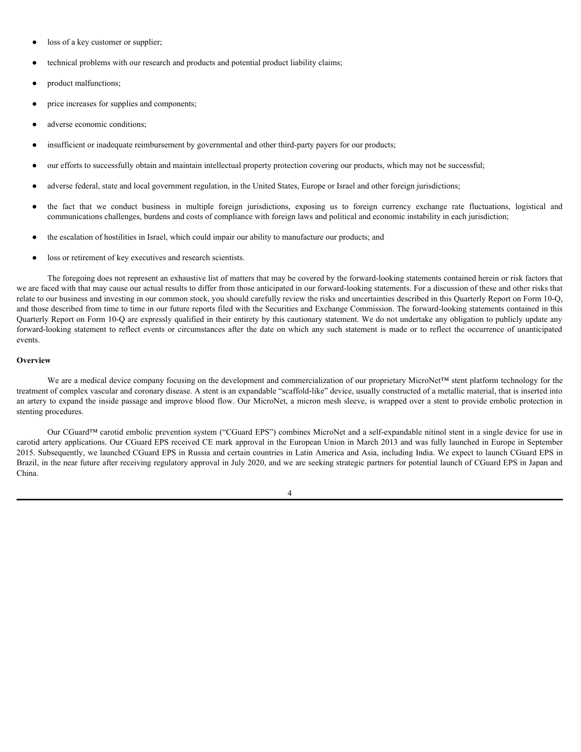- loss of a key customer or supplier;
- technical problems with our research and products and potential product liability claims;
- product malfunctions;
- price increases for supplies and components;
- adverse economic conditions;
- insufficient or inadequate reimbursement by governmental and other third-party payers for our products;
- our efforts to successfully obtain and maintain intellectual property protection covering our products, which may not be successful;
- adverse federal, state and local government regulation, in the United States, Europe or Israel and other foreign jurisdictions;
- the fact that we conduct business in multiple foreign jurisdictions, exposing us to foreign currency exchange rate fluctuations, logistical and communications challenges, burdens and costs of compliance with foreign laws and political and economic instability in each jurisdiction;
- the escalation of hostilities in Israel, which could impair our ability to manufacture our products; and
- loss or retirement of key executives and research scientists.

The foregoing does not represent an exhaustive list of matters that may be covered by the forward-looking statements contained herein or risk factors that we are faced with that may cause our actual results to differ from those anticipated in our forward-looking statements. For a discussion of these and other risks that relate to our business and investing in our common stock, you should carefully review the risks and uncertainties described in this Quarterly Report on Form 10-Q, and those described from time to time in our future reports filed with the Securities and Exchange Commission. The forward-looking statements contained in this Quarterly Report on Form 10-Q are expressly qualified in their entirety by this cautionary statement. We do not undertake any obligation to publicly update any forward-looking statement to reflect events or circumstances after the date on which any such statement is made or to reflect the occurrence of unanticipated events.

**Overview**

We are a medical device company focusing on the development and commercialization of our proprietary MicroNet™ stent platform technology for the treatment of complex vascular and coronary disease. A stent is an expandable "scaffold-like" device, usually constructed of a metallic material, that is inserted into an artery to expand the inside passage and improve blood flow. Our MicroNet, a micron mesh sleeve, is wrapped over a stent to provide embolic protection in stenting procedures.

Our CGuard™ carotid embolic prevention system ("CGuard EPS") combines MicroNet and a self-expandable nitinol stent in a single device for use in carotid artery applications. Our CGuard EPS received CE mark approval in the European Union in March 2013 and was fully launched in Europe in September 2015. Subsequently, we launched CGuard EPS in Russia and certain countries in Latin America and Asia, including India. We expect to launch CGuard EPS in Brazil, in the near future after receiving regulatory approval in July 2020, and we are seeking strategic partners for potential launch of CGuard EPS in Japan and China.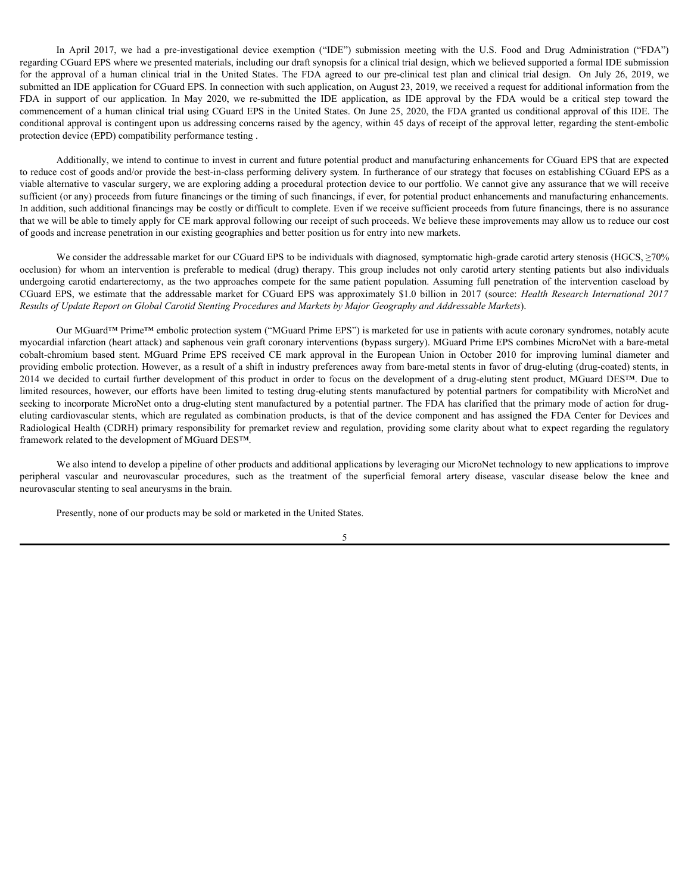In April 2017, we had a pre-investigational device exemption ("IDE") submission meeting with the U.S. Food and Drug Administration ("FDA") regarding CGuard EPS where we presented materials, including our draft synopsis for a clinical trial design, which we believed supported a formal IDE submission for the approval of a human clinical trial in the United States. The FDA agreed to our pre-clinical test plan and clinical trial design. On July 26, 2019, we submitted an IDE application for CGuard EPS. In connection with such application, on August 23, 2019, we received a request for additional information from the FDA in support of our application. In May 2020, we re-submitted the IDE application, as IDE approval by the FDA would be a critical step toward the commencement of a human clinical trial using CGuard EPS in the United States. On June 25, 2020, the FDA granted us conditional approval of this IDE. The conditional approval is contingent upon us addressing concerns raised by the agency, within 45 days of receipt of the approval letter, regarding the stent-embolic protection device (EPD) compatibility performance testing .

Additionally, we intend to continue to invest in current and future potential product and manufacturing enhancements for CGuard EPS that are expected to reduce cost of goods and/or provide the best-in-class performing delivery system. In furtherance of our strategy that focuses on establishing CGuard EPS as a viable alternative to vascular surgery, we are exploring adding a procedural protection device to our portfolio. We cannot give any assurance that we will receive sufficient (or any) proceeds from future financings or the timing of such financings, if ever, for potential product enhancements and manufacturing enhancements. In addition, such additional financings may be costly or difficult to complete. Even if we receive sufficient proceeds from future financings, there is no assurance that we will be able to timely apply for CE mark approval following our receipt of such proceeds. We believe these improvements may allow us to reduce our cost of goods and increase penetration in our existing geographies and better position us for entry into new markets.

We consider the addressable market for our CGuard EPS to be individuals with diagnosed, symptomatic high-grade carotid artery stenosis (HGCS, ≥70% occlusion) for whom an intervention is preferable to medical (drug) therapy. This group includes not only carotid artery stenting patients but also individuals undergoing carotid endarterectomy, as the two approaches compete for the same patient population. Assuming full penetration of the intervention caseload by CGuard EPS, we estimate that the addressable market for CGuard EPS was approximately $1.0 billion in 2017 (source: *Health Research International 2017 Results of Update Report on Global Carotid Stenting Procedures and Markets by Major Geography and Addressable Markets*).

Our MGuard™ Prime™ embolic protection system ("MGuard Prime EPS") is marketed for use in patients with acute coronary syndromes, notably acute myocardial infarction (heart attack) and saphenous vein graft coronary interventions (bypass surgery). MGuard Prime EPS combines MicroNet with a bare-metal cobalt-chromium based stent. MGuard Prime EPS received CE mark approval in the European Union in October 2010 for improving luminal diameter and providing embolic protection. However, as a result of a shift in industry preferences away from bare-metal stents in favor of drug-eluting (drug-coated) stents, in 2014 we decided to curtail further development of this product in order to focus on the development of a drug-eluting stent product, MGuard DES™. Due to limited resources, however, our efforts have been limited to testing drug-eluting stents manufactured by potential partners for compatibility with MicroNet and seeking to incorporate MicroNet onto a drug-eluting stent manufactured by a potential partner. The FDA has clarified that the primary mode of action for drug-eluting cardiovascular stents, which are regulated as combination products, is that of the device component and has assigned the FDA Center for Devices and Radiological Health (CDRH) primary responsibility for premarket review and regulation, providing some clarity about what to expect regarding the regulatory framework related to the development of MGuard DES™.

We also intend to develop a pipeline of other products and additional applications by leveraging our MicroNet technology to new applications to improve peripheral vascular and neurovascular procedures, such as the treatment of the superficial femoral artery disease, vascular disease below the knee and neurovascular stenting to seal aneurysms in the brain.

Presently, none of our products may be sold or marketed in the United States.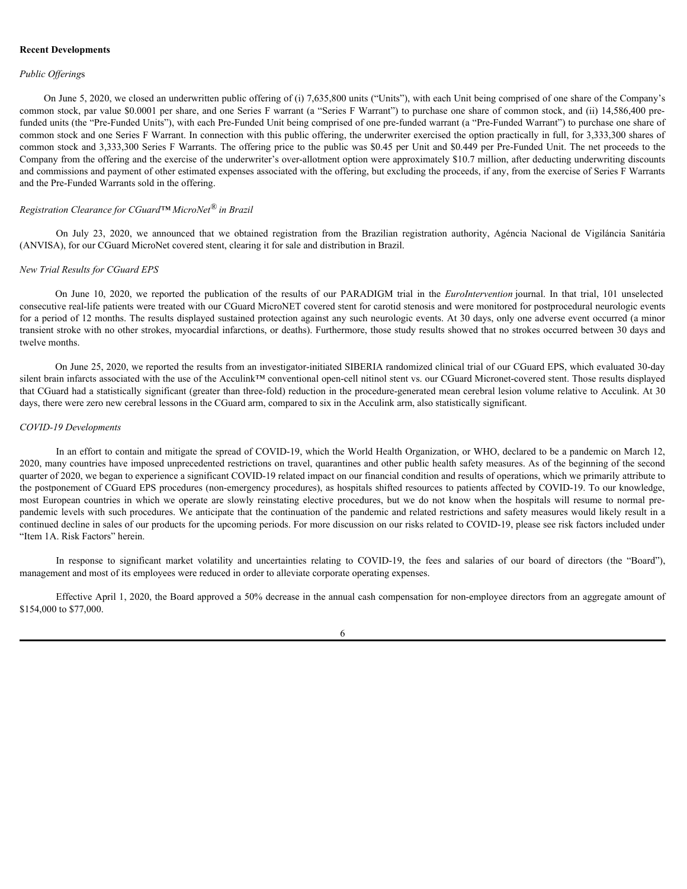**Recent Developments**

*Public Offerings*

On June 5, 2020, we closed an underwritten public offering of (i) 7,635,800 units ("Units"), with each Unit being comprised of one share of the Company's common stock, par value $0.0001 per share, and one Series F warrant (a "Series F Warrant") to purchase one share of common stock, and (ii) 14,586,400 pre-funded units (the "Pre-Funded Units"), with each Pre-Funded Unit being comprised of one pre-funded warrant (a "Pre-Funded Warrant") to purchase one share of common stock and one Series F Warrant. In connection with this public offering, the underwriter exercised the option practically in full, for 3,333,300 shares of common stock and 3,333,300 Series F Warrants. The offering price to the public was $0.45 per Unit and $0.449 per Pre-Funded Unit. The net proceeds to the Company from the offering and the exercise of the underwriter's over-allotment option were approximately $10.7 million, after deducting underwriting discounts and commissions and payment of other estimated expenses associated with the offering, but excluding the proceeds, if any, from the exercise of Series F Warrants and the Pre-Funded Warrants sold in the offering.

*Registration Clearance for CGuard™ MicroNet® in Brazil*

On July 23, 2020, we announced that we obtained registration from the Brazilian registration authority, Agéncia Nacional de Vigiláncia Sanitária (ANVISA), for our CGuard MicroNet covered stent, clearing it for sale and distribution in Brazil.

*New Trial Results for CGuard EPS*

On June 10, 2020, we reported the publication of the results of our PARADIGM trial in the *EuroIntervention* journal. In that trial, 101 unselected consecutive real-life patients were treated with our CGuard MicroNET covered stent for carotid stenosis and were monitored for postprocedural neurologic events for a period of 12 months. The results displayed sustained protection against any such neurologic events. At 30 days, only one adverse event occurred (a minor transient stroke with no other strokes, myocardial infarctions, or deaths). Furthermore, those study results showed that no strokes occurred between 30 days and twelve months.

On June 25, 2020, we reported the results from an investigator-initiated SIBERIA randomized clinical trial of our CGuard EPS, which evaluated 30-day silent brain infarcts associated with the use of the Acculink™ conventional open-cell nitinol stent vs. our CGuard Micronet-covered stent. Those results displayed that CGuard had a statistically significant (greater than three-fold) reduction in the procedure-generated mean cerebral lesion volume relative to Acculink. At 30 days, there were zero new cerebral lessons in the CGuard arm, compared to six in the Acculink arm, also statistically significant.

*COVID-19 Developments*

In an effort to contain and mitigate the spread of COVID-19, which the World Health Organization, or WHO, declared to be a pandemic on March 12, 2020, many countries have imposed unprecedented restrictions on travel, quarantines and other public health safety measures. As of the beginning of the second quarter of 2020, we began to experience a significant COVID-19 related impact on our financial condition and results of operations, which we primarily attribute to the postponement of CGuard EPS procedures (non-emergency procedures), as hospitals shifted resources to patients affected by COVID-19. To our knowledge, most European countries in which we operate are slowly reinstating elective procedures, but we do not know when the hospitals will resume to normal pre-pandemic levels with such procedures. We anticipate that the continuation of the pandemic and related restrictions and safety measures would likely result in a continued decline in sales of our products for the upcoming periods. For more discussion on our risks related to COVID-19, please see risk factors included under "Item 1A. Risk Factors" herein.

In response to significant market volatility and uncertainties relating to COVID-19, the fees and salaries of our board of directors (the "Board"), management and most of its employees were reduced in order to alleviate corporate operating expenses.

Effective April 1, 2020, the Board approved a 50% decrease in the annual cash compensation for non-employee directors from an aggregate amount of $154,000 to $77,000.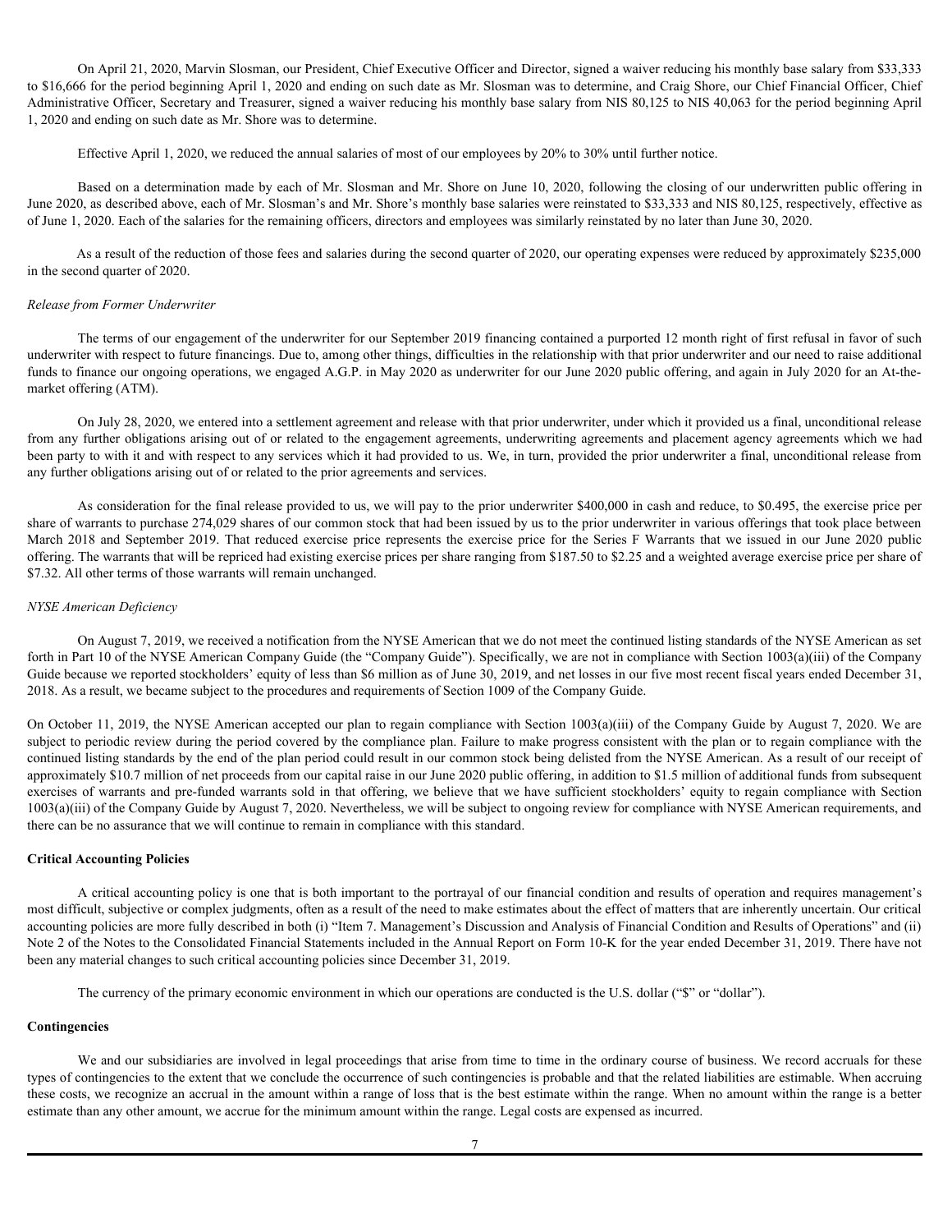On April 21, 2020, Marvin Slosman, our President, Chief Executive Officer and Director, signed a waiver reducing his monthly base salary from $33,333 to $16,666 for the period beginning April 1, 2020 and ending on such date as Mr. Slosman was to determine, and Craig Shore, our Chief Financial Officer, Chief Administrative Officer, Secretary and Treasurer, signed a waiver reducing his monthly base salary from NIS 80,125 to NIS 40,063 for the period beginning April 1, 2020 and ending on such date as Mr. Shore was to determine.

Effective April 1, 2020, we reduced the annual salaries of most of our employees by 20% to 30% until further notice.

Based on a determination made by each of Mr. Slosman and Mr. Shore on June 10, 2020, following the closing of our underwritten public offering in June 2020, as described above, each of Mr. Slosman's and Mr. Shore's monthly base salaries were reinstated to $33,333 and NIS 80,125, respectively, effective as of June 1, 2020. Each of the salaries for the remaining officers, directors and employees was similarly reinstated by no later than June 30, 2020.

As a result of the reduction of those fees and salaries during the second quarter of 2020, our operating expenses were reduced by approximately $235,000 in the second quarter of 2020.

*Release from Former Underwriter*

The terms of our engagement of the underwriter for our September 2019 financing contained a purported 12 month right of first refusal in favor of such underwriter with respect to future financings. Due to, among other things, difficulties in the relationship with that prior underwriter and our need to raise additional funds to finance our ongoing operations, we engaged A.G.P. in May 2020 as underwriter for our June 2020 public offering, and again in July 2020 for an At-the-market offering (ATM).

On July 28, 2020, we entered into a settlement agreement and release with that prior underwriter, under which it provided us a final, unconditional release from any further obligations arising out of or related to the engagement agreements, underwriting agreements and placement agency agreements which we had been party to with it and with respect to any services which it had provided to us. We, in turn, provided the prior underwriter a final, unconditional release from any further obligations arising out of or related to the prior agreements and services.

As consideration for the final release provided to us, we will pay to the prior underwriter $400,000 in cash and reduce, to $0.495, the exercise price per share of warrants to purchase 274,029 shares of our common stock that had been issued by us to the prior underwriter in various offerings that took place between March 2018 and September 2019. That reduced exercise price represents the exercise price for the Series F Warrants that we issued in our June 2020 public offering. The warrants that will be repriced had existing exercise prices per share ranging from $187.50 to $2.25 and a weighted average exercise price per share of $7.32. All other terms of those warrants will remain unchanged.

*NYSE American Deficiency*

On August 7, 2019, we received a notification from the NYSE American that we do not meet the continued listing standards of the NYSE American as set forth in Part 10 of the NYSE American Company Guide (the "Company Guide"). Specifically, we are not in compliance with Section 1003(a)(iii) of the Company Guide because we reported stockholders' equity of less than $6 million as of June 30, 2019, and net losses in our five most recent fiscal years ended December 31, 2018. As a result, we became subject to the procedures and requirements of Section 1009 of the Company Guide.

On October 11, 2019, the NYSE American accepted our plan to regain compliance with Section 1003(a)(iii) of the Company Guide by August 7, 2020. We are subject to periodic review during the period covered by the compliance plan. Failure to make progress consistent with the plan or to regain compliance with the continued listing standards by the end of the plan period could result in our common stock being delisted from the NYSE American. As a result of our receipt of approximately $10.7 million of net proceeds from our capital raise in our June 2020 public offering, in addition to $1.5 million of additional funds from subsequent exercises of warrants and pre-funded warrants sold in that offering, we believe that we have sufficient stockholders' equity to regain compliance with Section 1003(a)(iii) of the Company Guide by August 7, 2020. Nevertheless, we will be subject to ongoing review for compliance with NYSE American requirements, and there can be no assurance that we will continue to remain in compliance with this standard.

**Critical Accounting Policies**

A critical accounting policy is one that is both important to the portrayal of our financial condition and results of operation and requires management's most difficult, subjective or complex judgments, often as a result of the need to make estimates about the effect of matters that are inherently uncertain. Our critical accounting policies are more fully described in both (i) "Item 7. Management's Discussion and Analysis of Financial Condition and Results of Operations" and (ii) Note 2 of the Notes to the Consolidated Financial Statements included in the Annual Report on Form 10-K for the year ended December 31, 2019. There have not been any material changes to such critical accounting policies since December 31, 2019.

The currency of the primary economic environment in which our operations are conducted is the U.S. dollar ("$" or "dollar").

**Contingencies**

We and our subsidiaries are involved in legal proceedings that arise from time to time in the ordinary course of business. We record accruals for these types of contingencies to the extent that we conclude the occurrence of such contingencies is probable and that the related liabilities are estimable. When accruing these costs, we recognize an accrual in the amount within a range of loss that is the best estimate within the range. When no amount within the range is a better estimate than any other amount, we accrue for the minimum amount within the range. Legal costs are expensed as incurred.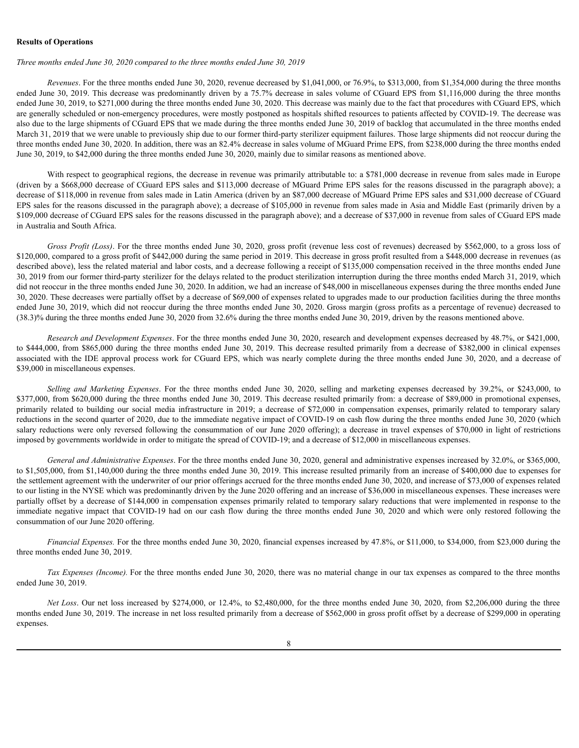**Results of Operations**

*Three months ended June 30, 2020 compared to the three months ended June 30, 2019*

*Revenues*. For the three months ended June 30, 2020, revenue decreased by $1,041,000, or 76.9%, to $313,000, from $1,354,000 during the three months ended June 30, 2019. This decrease was predominantly driven by a 75.7% decrease in sales volume of CGuard EPS from $1,116,000 during the three months ended June 30, 2019, to $271,000 during the three months ended June 30, 2020. This decrease was mainly due to the fact that procedures with CGuard EPS, which are generally scheduled or non-emergency procedures, were mostly postponed as hospitals shifted resources to patients affected by COVID-19. The decrease was also due to the large shipments of CGuard EPS that we made during the three months ended June 30, 2019 of backlog that accumulated in the three months ended March 31, 2019 that we were unable to previously ship due to our former third-party sterilizer equipment failures. Those large shipments did not reoccur during the three months ended June 30, 2020. In addition, there was an 82.4% decrease in sales volume of MGuard Prime EPS, from $238,000 during the three months ended June 30, 2019, to $42,000 during the three months ended June 30, 2020, mainly due to similar reasons as mentioned above.

With respect to geographical regions, the decrease in revenue was primarily attributable to: a $781,000 decrease in revenue from sales made in Europe (driven by a $668,000 decrease of CGuard EPS sales and $113,000 decrease of MGuard Prime EPS sales for the reasons discussed in the paragraph above); a decrease of $118,000 in revenue from sales made in Latin America (driven by an $87,000 decrease of MGuard Prime EPS sales and $31,000 decrease of CGuard EPS sales for the reasons discussed in the paragraph above); a decrease of $105,000 in revenue from sales made in Asia and Middle East (primarily driven by a $109,000 decrease of CGuard EPS sales for the reasons discussed in the paragraph above); and a decrease of $37,000 in revenue from sales of CGuard EPS made in Australia and South Africa.

*Gross Profit (Loss)*. For the three months ended June 30, 2020, gross profit (revenue less cost of revenues) decreased by $562,000, to a gross loss of $120,000, compared to a gross profit of $442,000 during the same period in 2019. This decrease in gross profit resulted from a $448,000 decrease in revenues (as described above), less the related material and labor costs, and a decrease following a receipt of $135,000 compensation received in the three months ended June 30, 2019 from our former third-party sterilizer for the delays related to the product sterilization interruption during the three months ended March 31, 2019, which did not reoccur in the three months ended June 30, 2020. In addition, we had an increase of $48,000 in miscellaneous expenses during the three months ended June 30, 2020. These decreases were partially offset by a decrease of $69,000 of expenses related to upgrades made to our production facilities during the three months ended June 30, 2019, which did not reoccur during the three months ended June 30, 2020. Gross margin (gross profits as a percentage of revenue) decreased to (38.3)% during the three months ended June 30, 2020 from 32.6% during the three months ended June 30, 2019, driven by the reasons mentioned above.

*Research and Development Expenses*. For the three months ended June 30, 2020, research and development expenses decreased by 48.7%, or $421,000, to $444,000, from $865,000 during the three months ended June 30, 2019. This decrease resulted primarily from a decrease of $382,000 in clinical expenses associated with the IDE approval process work for CGuard EPS, which was nearly complete during the three months ended June 30, 2020, and a decrease of $39,000 in miscellaneous expenses.

*Selling and Marketing Expenses*. For the three months ended June 30, 2020, selling and marketing expenses decreased by 39.2%, or $243,000, to $377,000, from $620,000 during the three months ended June 30, 2019. This decrease resulted primarily from: a decrease of $89,000 in promotional expenses, primarily related to building our social media infrastructure in 2019; a decrease of $72,000 in compensation expenses, primarily related to temporary salary reductions in the second quarter of 2020, due to the immediate negative impact of COVID-19 on cash flow during the three months ended June 30, 2020 (which salary reductions were only reversed following the consummation of our June 2020 offering); a decrease in travel expenses of $70,000 in light of restrictions imposed by governments worldwide in order to mitigate the spread of COVID-19; and a decrease of $12,000 in miscellaneous expenses.

*General and Administrative Expenses*. For the three months ended June 30, 2020, general and administrative expenses increased by 32.0%, or $365,000, to $1,505,000, from $1,140,000 during the three months ended June 30, 2019. This increase resulted primarily from an increase of $400,000 due to expenses for the settlement agreement with the underwriter of our prior offerings accrued for the three months ended June 30, 2020, and increase of $73,000 of expenses related to our listing in the NYSE which was predominantly driven by the June 2020 offering and an increase of $36,000 in miscellaneous expenses. These increases were partially offset by a decrease of $144,000 in compensation expenses primarily related to temporary salary reductions that were implemented in response to the immediate negative impact that COVID-19 had on our cash flow during the three months ended June 30, 2020 and which were only restored following the consummation of our June 2020 offering.

*Financial Expenses.* For the three months ended June 30, 2020, financial expenses increased by 47.8%, or $11,000, to $34,000, from $23,000 during the three months ended June 30, 2019.

*Tax Expenses (Income).* For the three months ended June 30, 2020, there was no material change in our tax expenses as compared to the three months ended June 30, 2019.

*Net Loss*. Our net loss increased by $274,000, or 12.4%, to $2,480,000, for the three months ended June 30, 2020, from $2,206,000 during the three months ended June 30, 2019. The increase in net loss resulted primarily from a decrease of $562,000 in gross profit offset by a decrease of $299,000 in operating expenses.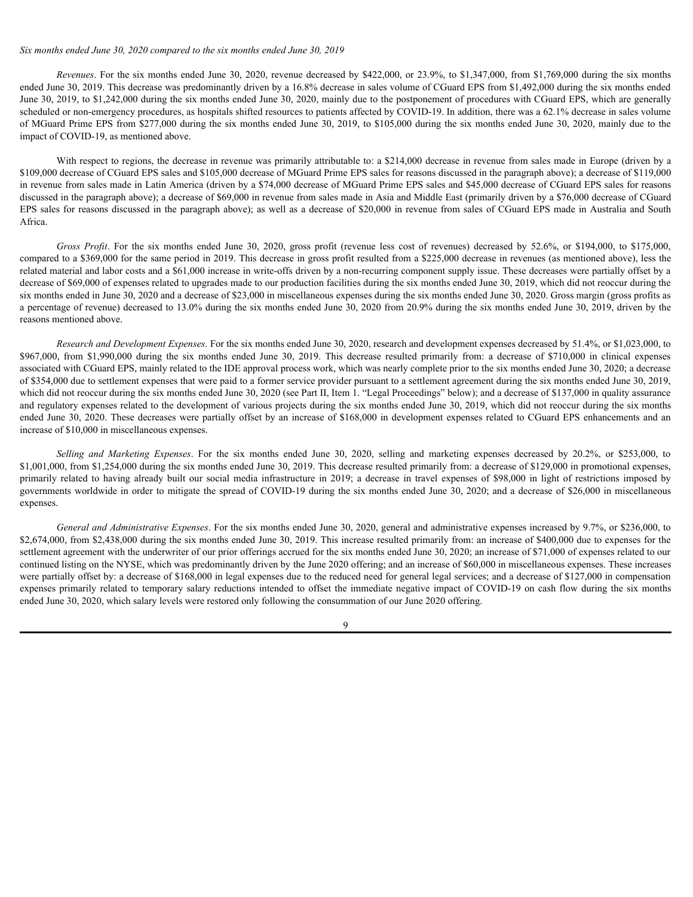*Six months ended June 30, 2020 compared to the six months ended June 30, 2019*

*Revenues*. For the six months ended June 30, 2020, revenue decreased by $422,000, or 23.9%, to $1,347,000, from $1,769,000 during the six months ended June 30, 2019. This decrease was predominantly driven by a 16.8% decrease in sales volume of CGuard EPS from $1,492,000 during the six months ended June 30, 2019, to $1,242,000 during the six months ended June 30, 2020, mainly due to the postponement of procedures with CGuard EPS, which are generally scheduled or non-emergency procedures, as hospitals shifted resources to patients affected by COVID-19. In addition, there was a 62.1% decrease in sales volume of MGuard Prime EPS from $277,000 during the six months ended June 30, 2019, to $105,000 during the six months ended June 30, 2020, mainly due to the impact of COVID-19, as mentioned above.

With respect to regions, the decrease in revenue was primarily attributable to: a $214,000 decrease in revenue from sales made in Europe (driven by a $109,000 decrease of CGuard EPS sales and $105,000 decrease of MGuard Prime EPS sales for reasons discussed in the paragraph above); a decrease of $119,000 in revenue from sales made in Latin America (driven by a $74,000 decrease of MGuard Prime EPS sales and $45,000 decrease of CGuard EPS sales for reasons discussed in the paragraph above); a decrease of $69,000 in revenue from sales made in Asia and Middle East (primarily driven by a $76,000 decrease of CGuard EPS sales for reasons discussed in the paragraph above); as well as a decrease of $20,000 in revenue from sales of CGuard EPS made in Australia and South Africa.

*Gross Profit*. For the six months ended June 30, 2020, gross profit (revenue less cost of revenues) decreased by 52.6%, or $194,000, to $175,000, compared to a $369,000 for the same period in 2019. This decrease in gross profit resulted from a $225,000 decrease in revenues (as mentioned above), less the related material and labor costs and a $61,000 increase in write-offs driven by a non-recurring component supply issue. These decreases were partially offset by a decrease of $69,000 of expenses related to upgrades made to our production facilities during the six months ended June 30, 2019, which did not reoccur during the six months ended in June 30, 2020 and a decrease of $23,000 in miscellaneous expenses during the six months ended June 30, 2020. Gross margin (gross profits as a percentage of revenue) decreased to 13.0% during the six months ended June 30, 2020 from 20.9% during the six months ended June 30, 2019, driven by the reasons mentioned above.

*Research and Development Expenses*. For the six months ended June 30, 2020, research and development expenses decreased by 51.4%, or $1,023,000, to $967,000, from $1,990,000 during the six months ended June 30, 2019. This decrease resulted primarily from: a decrease of $710,000 in clinical expenses associated with CGuard EPS, mainly related to the IDE approval process work, which was nearly complete prior to the six months ended June 30, 2020; a decrease of $354,000 due to settlement expenses that were paid to a former service provider pursuant to a settlement agreement during the six months ended June 30, 2019, which did not reoccur during the six months ended June 30, 2020 (see Part II, Item 1. "Legal Proceedings" below); and a decrease of $137,000 in quality assurance and regulatory expenses related to the development of various projects during the six months ended June 30, 2019, which did not reoccur during the six months ended June 30, 2020. These decreases were partially offset by an increase of $168,000 in development expenses related to CGuard EPS enhancements and an increase of $10,000 in miscellaneous expenses.

*Selling and Marketing Expenses*. For the six months ended June 30, 2020, selling and marketing expenses decreased by 20.2%, or $253,000, to $1,001,000, from $1,254,000 during the six months ended June 30, 2019. This decrease resulted primarily from: a decrease of $129,000 in promotional expenses, primarily related to having already built our social media infrastructure in 2019; a decrease in travel expenses of $98,000 in light of restrictions imposed by governments worldwide in order to mitigate the spread of COVID-19 during the six months ended June 30, 2020; and a decrease of $26,000 in miscellaneous expenses.

*General and Administrative Expenses*. For the six months ended June 30, 2020, general and administrative expenses increased by 9.7%, or $236,000, to $2,674,000, from $2,438,000 during the six months ended June 30, 2019. This increase resulted primarily from: an increase of $400,000 due to expenses for the settlement agreement with the underwriter of our prior offerings accrued for the six months ended June 30, 2020; an increase of $71,000 of expenses related to our continued listing on the NYSE, which was predominantly driven by the June 2020 offering; and an increase of $60,000 in miscellaneous expenses. These increases were partially offset by: a decrease of $168,000 in legal expenses due to the reduced need for general legal services; and a decrease of $127,000 in compensation expenses primarily related to temporary salary reductions intended to offset the immediate negative impact of COVID-19 on cash flow during the six months ended June 30, 2020, which salary levels were restored only following the consummation of our June 2020 offering.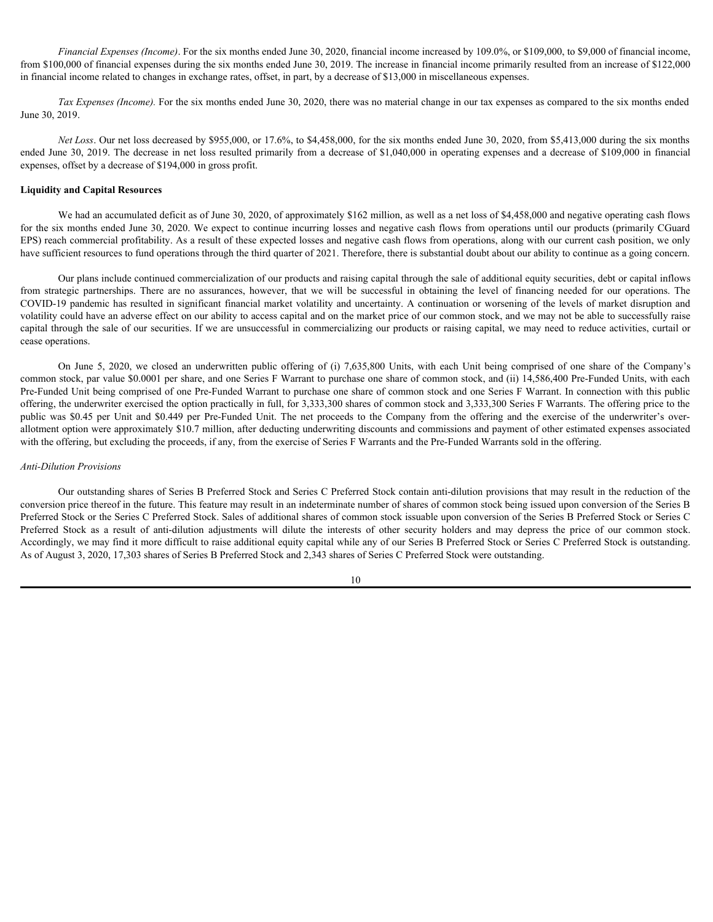*Financial Expenses (Income)*. For the six months ended June 30, 2020, financial income increased by 109.0%, or $109,000, to $9,000 of financial income, from $100,000 of financial expenses during the six months ended June 30, 2019. The increase in financial income primarily resulted from an increase of $122,000 in financial income related to changes in exchange rates, offset, in part, by a decrease of $13,000 in miscellaneous expenses.

*Tax Expenses (Income)*. For the six months ended June 30, 2020, there was no material change in our tax expenses as compared to the six months ended June 30, 2019.

*Net Loss*. Our net loss decreased by $955,000, or 17.6%, to $4,458,000, for the six months ended June 30, 2020, from $5,413,000 during the six months ended June 30, 2019. The decrease in net loss resulted primarily from a decrease of $1,040,000 in operating expenses and a decrease of $109,000 in financial expenses, offset by a decrease of $194,000 in gross profit.

**Liquidity and Capital Resources**

We had an accumulated deficit as of June 30, 2020, of approximately $162 million, as well as a net loss of $4,458,000 and negative operating cash flows for the six months ended June 30, 2020. We expect to continue incurring losses and negative cash flows from operations until our products (primarily CGuard EPS) reach commercial profitability. As a result of these expected losses and negative cash flows from operations, along with our current cash position, we only have sufficient resources to fund operations through the third quarter of 2021. Therefore, there is substantial doubt about our ability to continue as a going concern.

Our plans include continued commercialization of our products and raising capital through the sale of additional equity securities, debt or capital inflows from strategic partnerships. There are no assurances, however, that we will be successful in obtaining the level of financing needed for our operations. The COVID-19 pandemic has resulted in significant financial market volatility and uncertainty. A continuation or worsening of the levels of market disruption and volatility could have an adverse effect on our ability to access capital and on the market price of our common stock, and we may not be able to successfully raise capital through the sale of our securities. If we are unsuccessful in commercializing our products or raising capital, we may need to reduce activities, curtail or cease operations.

On June 5, 2020, we closed an underwritten public offering of (i) 7,635,800 Units, with each Unit being comprised of one share of the Company's common stock, par value $0.0001 per share, and one Series F Warrant to purchase one share of common stock, and (ii) 14,586,400 Pre-Funded Units, with each Pre-Funded Unit being comprised of one Pre-Funded Warrant to purchase one share of common stock and one Series F Warrant. In connection with this public offering, the underwriter exercised the option practically in full, for 3,333,300 shares of common stock and 3,333,300 Series F Warrants. The offering price to the public was $0.45 per Unit and $0.449 per Pre-Funded Unit. The net proceeds to the Company from the offering and the exercise of the underwriter's over-allotment option were approximately $10.7 million, after deducting underwriting discounts and commissions and payment of other estimated expenses associated with the offering, but excluding the proceeds, if any, from the exercise of Series F Warrants and the Pre-Funded Warrants sold in the offering.

*Anti-Dilution Provisions*

Our outstanding shares of Series B Preferred Stock and Series C Preferred Stock contain anti-dilution provisions that may result in the reduction of the conversion price thereof in the future. This feature may result in an indeterminate number of shares of common stock being issued upon conversion of the Series B Preferred Stock or the Series C Preferred Stock. Sales of additional shares of common stock issuable upon conversion of the Series B Preferred Stock or Series C Preferred Stock as a result of anti-dilution adjustments will dilute the interests of other security holders and may depress the price of our common stock. Accordingly, we may find it more difficult to raise additional equity capital while any of our Series B Preferred Stock or Series C Preferred Stock is outstanding. As of August 3, 2020, 17,303 shares of Series B Preferred Stock and 2,343 shares of Series C Preferred Stock were outstanding.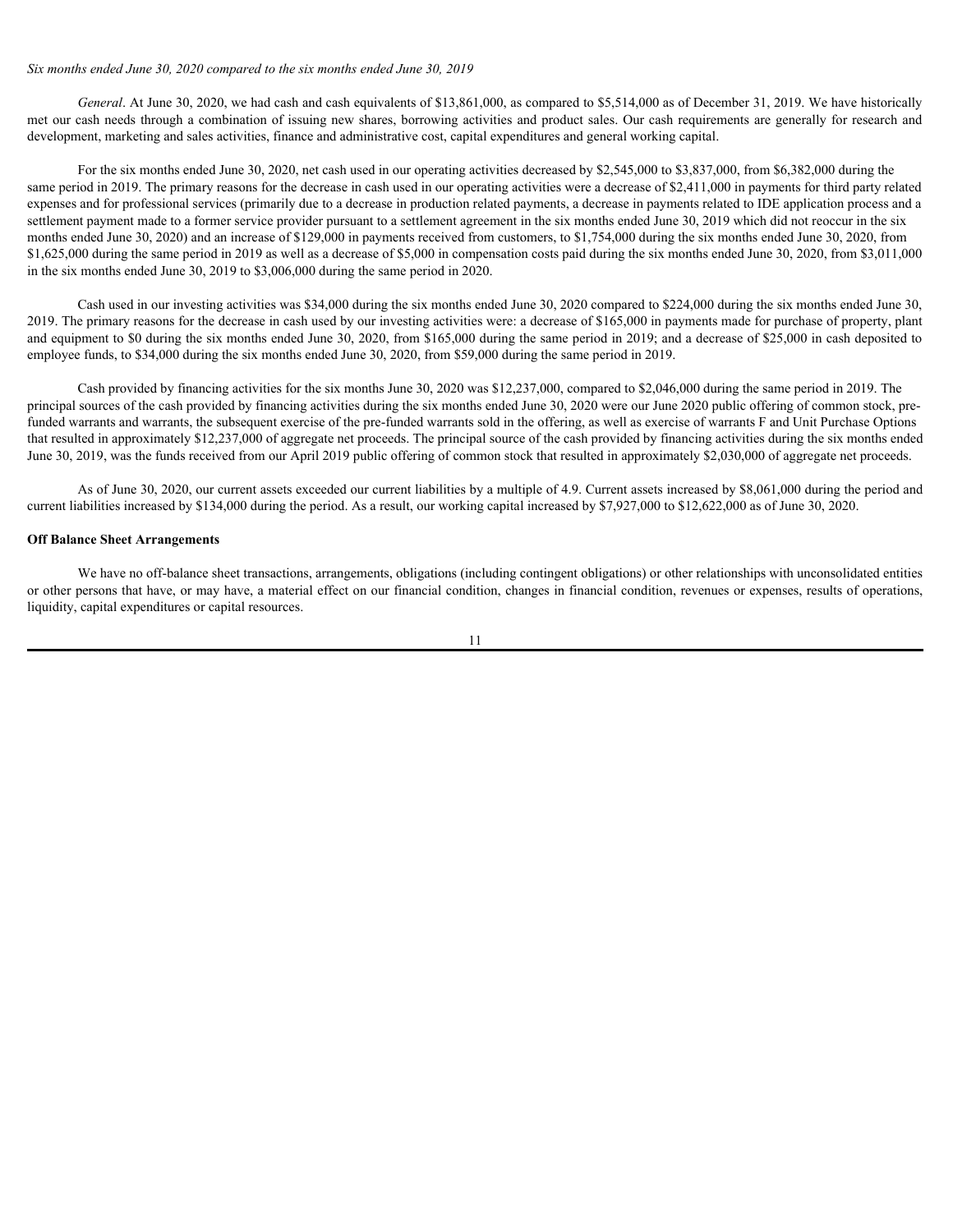*Six months ended June 30, 2020 compared to the six months ended June 30, 2019*

*General*. At June 30, 2020, we had cash and cash equivalents of $13,861,000, as compared to $5,514,000 as of December 31, 2019. We have historically met our cash needs through a combination of issuing new shares, borrowing activities and product sales. Our cash requirements are generally for research and development, marketing and sales activities, finance and administrative cost, capital expenditures and general working capital.

For the six months ended June 30, 2020, net cash used in our operating activities decreased by $2,545,000 to $3,837,000, from $6,382,000 during the same period in 2019. The primary reasons for the decrease in cash used in our operating activities were a decrease of $2,411,000 in payments for third party related expenses and for professional services (primarily due to a decrease in production related payments, a decrease in payments related to IDE application process and a settlement payment made to a former service provider pursuant to a settlement agreement in the six months ended June 30, 2019 which did not reoccur in the six months ended June 30, 2020) and an increase of $129,000 in payments received from customers, to $1,754,000 during the six months ended June 30, 2020, from $1,625,000 during the same period in 2019 as well as a decrease of $5,000 in compensation costs paid during the six months ended June 30, 2020, from $3,011,000 in the six months ended June 30, 2019 to $3,006,000 during the same period in 2020.

Cash used in our investing activities was $34,000 during the six months ended June 30, 2020 compared to $224,000 during the six months ended June 30, 2019. The primary reasons for the decrease in cash used by our investing activities were: a decrease of $165,000 in payments made for purchase of property, plant and equipment to $0 during the six months ended June 30, 2020, from $165,000 during the same period in 2019; and a decrease of $25,000 in cash deposited to employee funds, to $34,000 during the six months ended June 30, 2020, from $59,000 during the same period in 2019.

Cash provided by financing activities for the six months June 30, 2020 was $12,237,000, compared to $2,046,000 during the same period in 2019. The principal sources of the cash provided by financing activities during the six months ended June 30, 2020 were our June 2020 public offering of common stock, pre-funded warrants and warrants, the subsequent exercise of the pre-funded warrants sold in the offering, as well as exercise of warrants F and Unit Purchase Options that resulted in approximately $12,237,000 of aggregate net proceeds. The principal source of the cash provided by financing activities during the six months ended June 30, 2019, was the funds received from our April 2019 public offering of common stock that resulted in approximately $2,030,000 of aggregate net proceeds.

As of June 30, 2020, our current assets exceeded our current liabilities by a multiple of 4.9. Current assets increased by $8,061,000 during the period and current liabilities increased by $134,000 during the period. As a result, our working capital increased by $7,927,000 to $12,622,000 as of June 30, 2020.

**Off Balance Sheet Arrangements**

We have no off-balance sheet transactions, arrangements, obligations (including contingent obligations) or other relationships with unconsolidated entities or other persons that have, or may have, a material effect on our financial condition, changes in financial condition, revenues or expenses, results of operations, liquidity, capital expenditures or capital resources.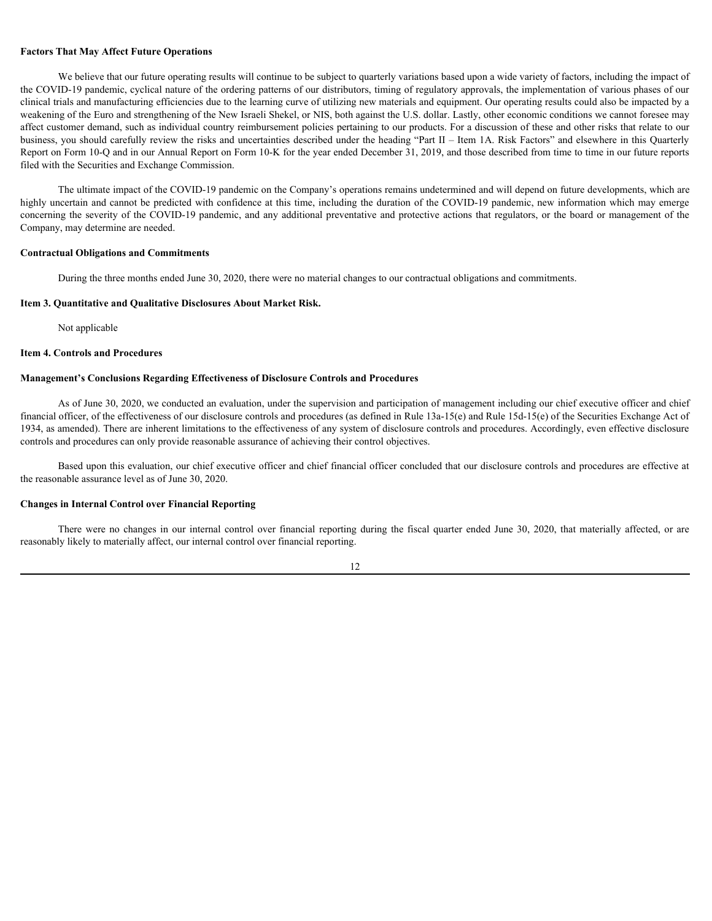**Factors That May Affect Future Operations**

We believe that our future operating results will continue to be subject to quarterly variations based upon a wide variety of factors, including the impact of the COVID-19 pandemic, cyclical nature of the ordering patterns of our distributors, timing of regulatory approvals, the implementation of various phases of our clinical trials and manufacturing efficiencies due to the learning curve of utilizing new materials and equipment. Our operating results could also be impacted by a weakening of the Euro and strengthening of the New Israeli Shekel, or NIS, both against the U.S. dollar. Lastly, other economic conditions we cannot foresee may affect customer demand, such as individual country reimbursement policies pertaining to our products. For a discussion of these and other risks that relate to our business, you should carefully review the risks and uncertainties described under the heading "Part II – Item 1A. Risk Factors" and elsewhere in this Quarterly Report on Form 10-Q and in our Annual Report on Form 10-K for the year ended December 31, 2019, and those described from time to time in our future reports filed with the Securities and Exchange Commission.

The ultimate impact of the COVID-19 pandemic on the Company's operations remains undetermined and will depend on future developments, which are highly uncertain and cannot be predicted with confidence at this time, including the duration of the COVID-19 pandemic, new information which may emerge concerning the severity of the COVID-19 pandemic, and any additional preventative and protective actions that regulators, or the board or management of the Company, may determine are needed.

**Contractual Obligations and Commitments**

During the three months ended June 30, 2020, there were no material changes to our contractual obligations and commitments.

**Item 3. Quantitative and Qualitative Disclosures About Market Risk.**

Not applicable

**Item 4. Controls and Procedures**

**Management's Conclusions Regarding Effectiveness of Disclosure Controls and Procedures**

As of June 30, 2020, we conducted an evaluation, under the supervision and participation of management including our chief executive officer and chief financial officer, of the effectiveness of our disclosure controls and procedures (as defined in Rule 13a-15(e) and Rule 15d-15(e) of the Securities Exchange Act of 1934, as amended). There are inherent limitations to the effectiveness of any system of disclosure controls and procedures. Accordingly, even effective disclosure controls and procedures can only provide reasonable assurance of achieving their control objectives.

Based upon this evaluation, our chief executive officer and chief financial officer concluded that our disclosure controls and procedures are effective at the reasonable assurance level as of June 30, 2020.

**Changes in Internal Control over Financial Reporting**

There were no changes in our internal control over financial reporting during the fiscal quarter ended June 30, 2020, that materially affected, or are reasonably likely to materially affect, our internal control over financial reporting.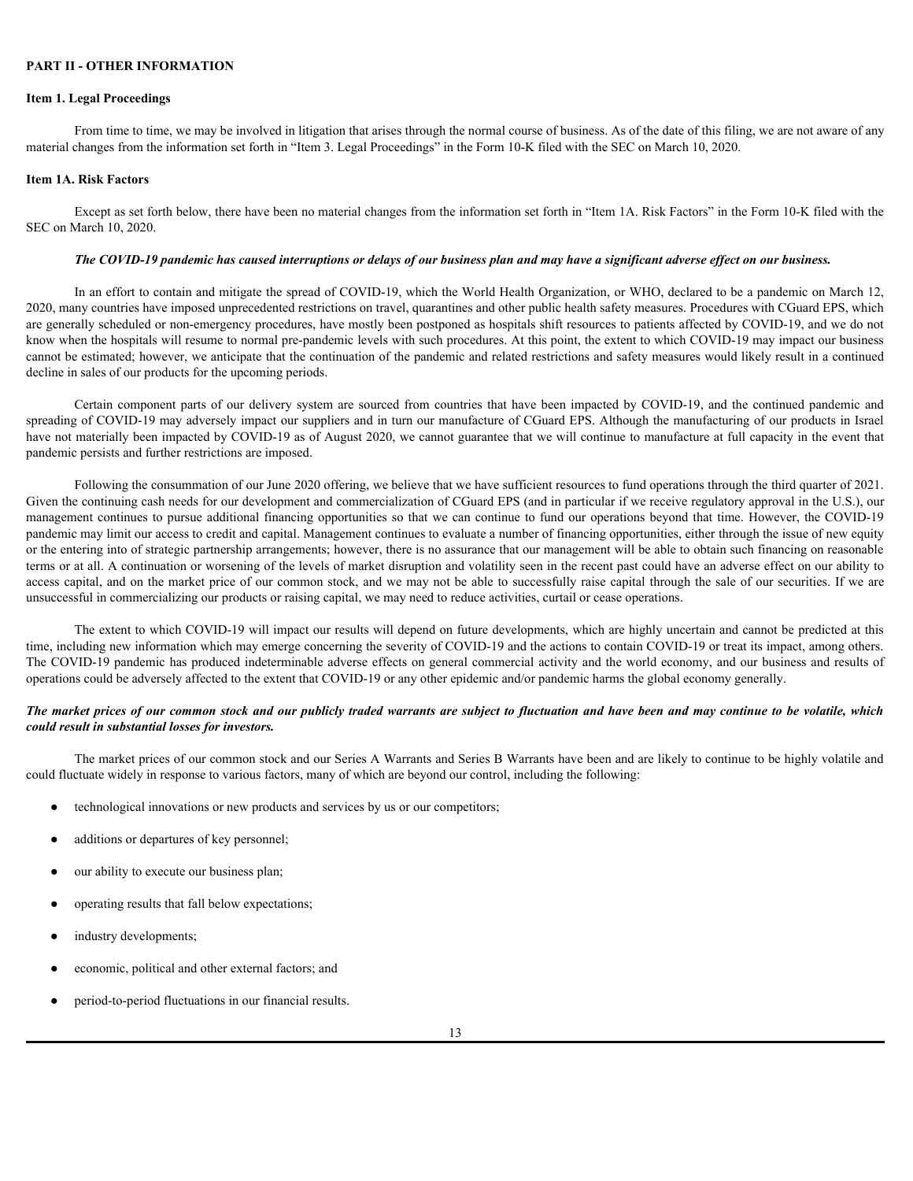# PART II - OTHER INFORMATION

## Item 1. Legal Proceedings

From time to time, we may be involved in litigation that arises through the normal course of business. As of the date of this filing, we are not aware of any material changes from the information set forth in "Item 3. Legal Proceedings" in the Form 10-K filed with the SEC on March 10, 2020.

## Item 1A. Risk Factors

Except as set forth below, there have been no material changes from the information set forth in "Item 1A. Risk Factors" in the Form 10-K filed with the SEC on March 10, 2020.

***The COVID-19 pandemic has caused interruptions or delays of our business plan and may have a significant adverse effect on our business.***

In an effort to contain and mitigate the spread of COVID-19, which the World Health Organization, or WHO, declared to be a pandemic on March 12, 2020, many countries have imposed unprecedented restrictions on travel, quarantines and other public health safety measures. Procedures with CGuard EPS, which are generally scheduled or non-emergency procedures, have mostly been postponed as hospitals shift resources to patients affected by COVID-19, and we do not know when the hospitals will resume to normal pre-pandemic levels with such procedures. At this point, the extent to which COVID-19 may impact our business cannot be estimated; however, we anticipate that the continuation of the pandemic and related restrictions and safety measures would likely result in a continued decline in sales of our products for the upcoming periods.

Certain component parts of our delivery system are sourced from countries that have been impacted by COVID-19, and the continued pandemic and spreading of COVID-19 may adversely impact our suppliers and in turn our manufacture of CGuard EPS. Although the manufacturing of our products in Israel have not materially been impacted by COVID-19 as of August 2020, we cannot guarantee that we will continue to manufacture at full capacity in the event that pandemic persists and further restrictions are imposed.

Following the consummation of our June 2020 offering, we believe that we have sufficient resources to fund operations through the third quarter of 2021. Given the continuing cash needs for our development and commercialization of CGuard EPS (and in particular if we receive regulatory approval in the U.S.), our management continues to pursue additional financing opportunities so that we can continue to fund our operations beyond that time. However, the COVID-19 pandemic may limit our access to credit and capital. Management continues to evaluate a number of financing opportunities, either through the issue of new equity or the entering into of strategic partnership arrangements; however, there is no assurance that our management will be able to obtain such financing on reasonable terms or at all. A continuation or worsening of the levels of market disruption and volatility seen in the recent past could have an adverse effect on our ability to access capital, and on the market price of our common stock, and we may not be able to successfully raise capital through the sale of our securities. If we are unsuccessful in commercializing our products or raising capital, we may need to reduce activities, curtail or cease operations.

The extent to which COVID-19 will impact our results will depend on future developments, which are highly uncertain and cannot be predicted at this time, including new information which may emerge concerning the severity of COVID-19 and the actions to contain COVID-19 or treat its impact, among others. The COVID-19 pandemic has produced indeterminable adverse effects on general commercial activity and the world economy, and our business and results of operations could be adversely affected to the extent that COVID-19 or any other epidemic and/or pandemic harms the global economy generally.

***The market prices of our common stock and our publicly traded warrants are subject to fluctuation and have been and may continue to be volatile, which could result in substantial losses for investors.***

The market prices of our common stock and our Series A Warrants and Series B Warrants have been and are likely to continue to be highly volatile and could fluctuate widely in response to various factors, many of which are beyond our control, including the following:

- technological innovations or new products and services by us or our competitors;
- additions or departures of key personnel;
- our ability to execute our business plan;
- operating results that fall below expectations;
- industry developments;
- economic, political and other external factors; and
- period-to-period fluctuations in our financial results.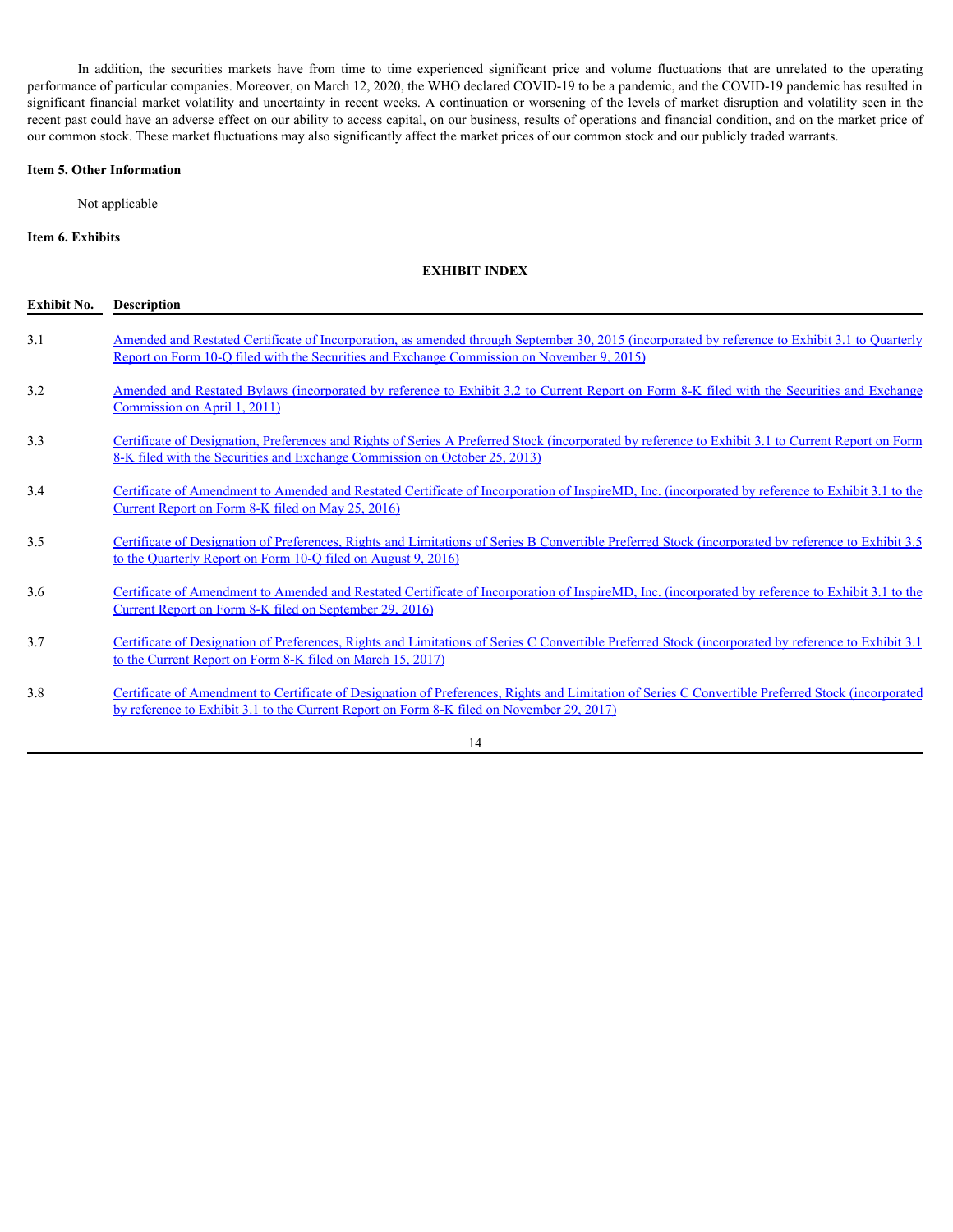In addition, the securities markets have from time to time experienced significant price and volume fluctuations that are unrelated to the operating performance of particular companies. Moreover, on March 12, 2020, the WHO declared COVID-19 to be a pandemic, and the COVID-19 pandemic has resulted in significant financial market volatility and uncertainty in recent weeks. A continuation or worsening of the levels of market disruption and volatility seen in the recent past could have an adverse effect on our ability to access capital, on our business, results of operations and financial condition, and on the market price of our common stock. These market fluctuations may also significantly affect the market prices of our common stock and our publicly traded warrants.

**Item 5. Other Information**

Not applicable

**Item 6. Exhibits**

**EXHIBIT INDEX**

| Exhibit No. | Description |
|---|---|
| 3.1 | Amended and Restated Certificate of Incorporation, as amended through September 30, 2015 (incorporated by reference to Exhibit 3.1 to Quarterly Report on Form 10-Q filed with the Securities and Exchange Commission on November 9, 2015) |
| 3.2 | Amended and Restated Bylaws (incorporated by reference to Exhibit 3.2 to Current Report on Form 8-K filed with the Securities and Exchange Commission on April 1, 2011) |
| 3.3 | Certificate of Designation, Preferences and Rights of Series A Preferred Stock (incorporated by reference to Exhibit 3.1 to Current Report on Form 8-K filed with the Securities and Exchange Commission on October 25, 2013) |
| 3.4 | Certificate of Amendment to Amended and Restated Certificate of Incorporation of InspireMD, Inc. (incorporated by reference to Exhibit 3.1 to the Current Report on Form 8-K filed on May 25, 2016) |
| 3.5 | Certificate of Designation of Preferences, Rights and Limitations of Series B Convertible Preferred Stock (incorporated by reference to Exhibit 3.5 to the Quarterly Report on Form 10-Q filed on August 9, 2016) |
| 3.6 | Certificate of Amendment to Amended and Restated Certificate of Incorporation of InspireMD, Inc. (incorporated by reference to Exhibit 3.1 to the Current Report on Form 8-K filed on September 29, 2016) |
| 3.7 | Certificate of Designation of Preferences, Rights and Limitations of Series C Convertible Preferred Stock (incorporated by reference to Exhibit 3.1 to the Current Report on Form 8-K filed on March 15, 2017) |
| 3.8 | Certificate of Amendment to Certificate of Designation of Preferences, Rights and Limitation of Series C Convertible Preferred Stock (incorporated by reference to Exhibit 3.1 to the Current Report on Form 8-K filed on November 29, 2017) |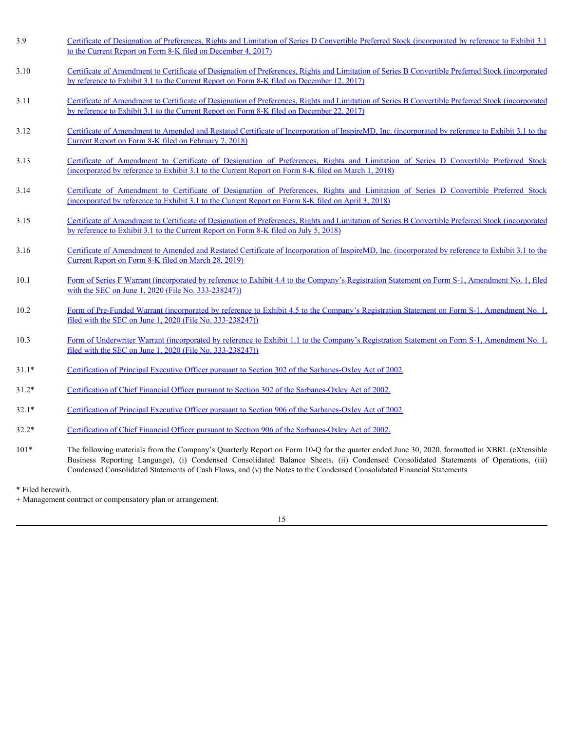| | |
|---|---|
| 3.9 | Certificate of Designation of Preferences, Rights and Limitation of Series D Convertible Preferred Stock (incorporated by reference to Exhibit 3.1 to the Current Report on Form 8-K filed on December 4, 2017) |
| 3.10 | Certificate of Amendment to Certificate of Designation of Preferences, Rights and Limitation of Series B Convertible Preferred Stock (incorporated by reference to Exhibit 3.1 to the Current Report on Form 8-K filed on December 12, 2017) |
| 3.11 | Certificate of Amendment to Certificate of Designation of Preferences, Rights and Limitation of Series B Convertible Preferred Stock (incorporated by reference to Exhibit 3.1 to the Current Report on Form 8-K filed on December 22, 2017) |
| 3.12 | Certificate of Amendment to Amended and Restated Certificate of Incorporation of InspireMD, Inc. (incorporated by reference to Exhibit 3.1 to the Current Report on Form 8-K filed on February 7, 2018) |
| 3.13 | Certificate of Amendment to Certificate of Designation of Preferences, Rights and Limitation of Series D Convertible Preferred Stock (incorporated by reference to Exhibit 3.1 to the Current Report on Form 8-K filed on March 1, 2018) |
| 3.14 | Certificate of Amendment to Certificate of Designation of Preferences, Rights and Limitation of Series D Convertible Preferred Stock (incorporated by reference to Exhibit 3.1 to the Current Report on Form 8-K filed on April 3, 2018) |
| 3.15 | Certificate of Amendment to Certificate of Designation of Preferences, Rights and Limitation of Series B Convertible Preferred Stock (incorporated by reference to Exhibit 3.1 to the Current Report on Form 8-K filed on July 5, 2018) |
| 3.16 | Certificate of Amendment to Amended and Restated Certificate of Incorporation of InspireMD, Inc. (incorporated by reference to Exhibit 3.1 to the Current Report on Form 8-K filed on March 28, 2019) |
| 10.1 | Form of Series F Warrant (incorporated by reference to Exhibit 4.4 to the Company's Registration Statement on Form S-1, Amendment No. 1, filed with the SEC on June 1, 2020 (File No. 333-238247)) |
| 10.2 | Form of Pre-Funded Warrant (incorporated by reference to Exhibit 4.5 to the Company's Registration Statement on Form S-1, Amendment No. 1, filed with the SEC on June 1, 2020 (File No. 333-238247)) |
| 10.3 | Form of Underwriter Warrant (incorporated by reference to Exhibit 1.1 to the Company's Registration Statement on Form S-1, Amendment No. 1, filed with the SEC on June 1, 2020 (File No. 333-238247)) |
| 31.1* | Certification of Principal Executive Officer pursuant to Section 302 of the Sarbanes-Oxley Act of 2002. |
| 31.2* | Certification of Chief Financial Officer pursuant to Section 302 of the Sarbanes-Oxley Act of 2002. |
| 32.1* | Certification of Principal Executive Officer pursuant to Section 906 of the Sarbanes-Oxley Act of 2002. |
| 32.2* | Certification of Chief Financial Officer pursuant to Section 906 of the Sarbanes-Oxley Act of 2002. |
| 101* | The following materials from the Company's Quarterly Report on Form 10-Q for the quarter ended June 30, 2020, formatted in XBRL (eXtensible Business Reporting Language), (i) Condensed Consolidated Balance Sheets, (ii) Condensed Consolidated Statements of Operations, (iii) Condensed Consolidated Statements of Cash Flows, and (v) the Notes to the Condensed Consolidated Financial Statements |

* Filed herewith.

+ Management contract or compensatory plan or arrangement.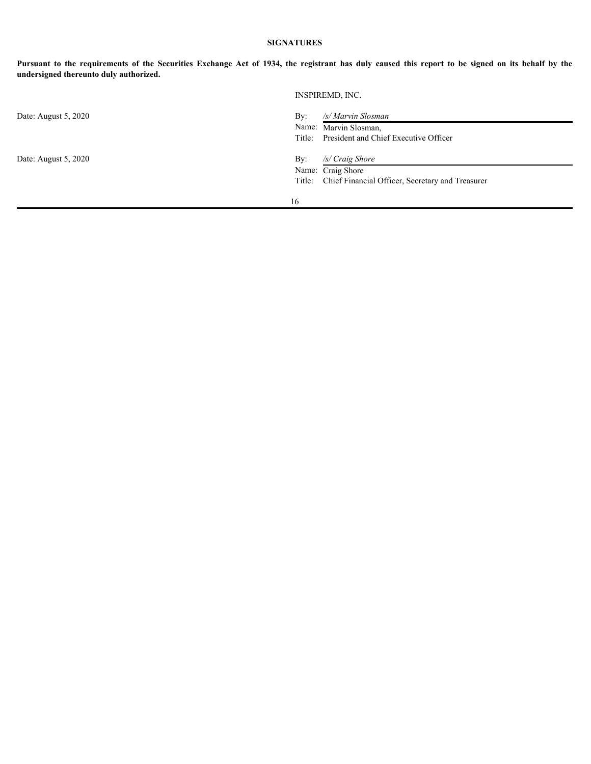## SIGNATURES

**Pursuant to the requirements of the Securities Exchange Act of 1934, the registrant has duly caused this report to be signed on its behalf by the undersigned thereunto duly authorized.**

INSPIREMD, INC.

Date: August 5, 2020

By: */s/ Marvin Slosman*
Name: Marvin Slosman,
Title: President and Chief Executive Officer

Date: August 5, 2020

By: */s/ Craig Shore*
Name: Craig Shore
Title: Chief Financial Officer, Secretary and Treasurer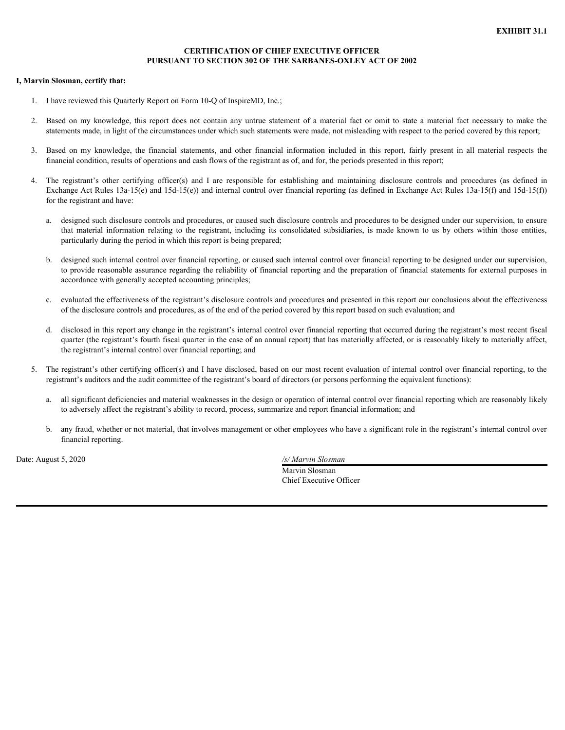**EXHIBIT 31.1**

# CERTIFICATION OF CHIEF EXECUTIVE OFFICER PURSUANT TO SECTION 302 OF THE SARBANES-OXLEY ACT OF 2002

**I, Marvin Slosman, certify that:**

1. I have reviewed this Quarterly Report on Form 10-Q of InspireMD, Inc.;

2. Based on my knowledge, this report does not contain any untrue statement of a material fact or omit to state a material fact necessary to make the statements made, in light of the circumstances under which such statements were made, not misleading with respect to the period covered by this report;

3. Based on my knowledge, the financial statements, and other financial information included in this report, fairly present in all material respects the financial condition, results of operations and cash flows of the registrant as of, and for, the periods presented in this report;

4. The registrant's other certifying officer(s) and I are responsible for establishing and maintaining disclosure controls and procedures (as defined in Exchange Act Rules 13a-15(e) and 15d-15(e)) and internal control over financial reporting (as defined in Exchange Act Rules 13a-15(f) and 15d-15(f)) for the registrant and have:

   a. designed such disclosure controls and procedures, or caused such disclosure controls and procedures to be designed under our supervision, to ensure that material information relating to the registrant, including its consolidated subsidiaries, is made known to us by others within those entities, particularly during the period in which this report is being prepared;

   b. designed such internal control over financial reporting, or caused such internal control over financial reporting to be designed under our supervision, to provide reasonable assurance regarding the reliability of financial reporting and the preparation of financial statements for external purposes in accordance with generally accepted accounting principles;

   c. evaluated the effectiveness of the registrant's disclosure controls and procedures and presented in this report our conclusions about the effectiveness of the disclosure controls and procedures, as of the end of the period covered by this report based on such evaluation; and

   d. disclosed in this report any change in the registrant's internal control over financial reporting that occurred during the registrant's most recent fiscal quarter (the registrant's fourth fiscal quarter in the case of an annual report) that has materially affected, or is reasonably likely to materially affect, the registrant's internal control over financial reporting; and

5. The registrant's other certifying officer(s) and I have disclosed, based on our most recent evaluation of internal control over financial reporting, to the registrant's auditors and the audit committee of the registrant's board of directors (or persons performing the equivalent functions):

   a. all significant deficiencies and material weaknesses in the design or operation of internal control over financial reporting which are reasonably likely to adversely affect the registrant's ability to record, process, summarize and report financial information; and

   b. any fraud, whether or not material, that involves management or other employees who have a significant role in the registrant's internal control over financial reporting.

Date: August 5, 2020

*/s/ Marvin Slosman*
Marvin Slosman
Chief Executive Officer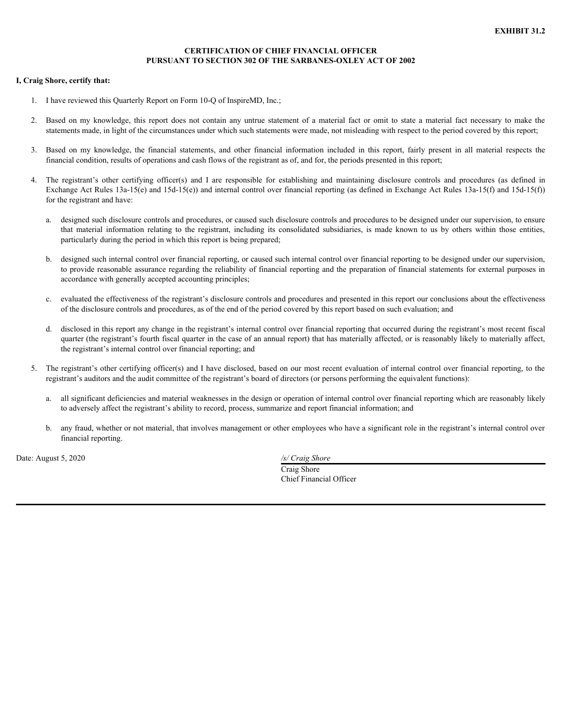**EXHIBIT 31.2**

# CERTIFICATION OF CHIEF FINANCIAL OFFICER PURSUANT TO SECTION 302 OF THE SARBANES-OXLEY ACT OF 2002

**I, Craig Shore, certify that:**

1. I have reviewed this Quarterly Report on Form 10-Q of InspireMD, Inc.;

2. Based on my knowledge, this report does not contain any untrue statement of a material fact or omit to state a material fact necessary to make the statements made, in light of the circumstances under which such statements were made, not misleading with respect to the period covered by this report;

3. Based on my knowledge, the financial statements, and other financial information included in this report, fairly present in all material respects the financial condition, results of operations and cash flows of the registrant as of, and for, the periods presented in this report;

4. The registrant's other certifying officer(s) and I are responsible for establishing and maintaining disclosure controls and procedures (as defined in Exchange Act Rules 13a-15(e) and 15d-15(e)) and internal control over financial reporting (as defined in Exchange Act Rules 13a-15(f) and 15d-15(f)) for the registrant and have:

   a. designed such disclosure controls and procedures, or caused such disclosure controls and procedures to be designed under our supervision, to ensure that material information relating to the registrant, including its consolidated subsidiaries, is made known to us by others within those entities, particularly during the period in which this report is being prepared;

   b. designed such internal control over financial reporting, or caused such internal control over financial reporting to be designed under our supervision, to provide reasonable assurance regarding the reliability of financial reporting and the preparation of financial statements for external purposes in accordance with generally accepted accounting principles;

   c. evaluated the effectiveness of the registrant's disclosure controls and procedures and presented in this report our conclusions about the effectiveness of the disclosure controls and procedures, as of the end of the period covered by this report based on such evaluation; and

   d. disclosed in this report any change in the registrant's internal control over financial reporting that occurred during the registrant's most recent fiscal quarter (the registrant's fourth fiscal quarter in the case of an annual report) that has materially affected, or is reasonably likely to materially affect, the registrant's internal control over financial reporting; and

5. The registrant's other certifying officer(s) and I have disclosed, based on our most recent evaluation of internal control over financial reporting, to the registrant's auditors and the audit committee of the registrant's board of directors (or persons performing the equivalent functions):

   a. all significant deficiencies and material weaknesses in the design or operation of internal control over financial reporting which are reasonably likely to adversely affect the registrant's ability to record, process, summarize and report financial information; and

   b. any fraud, whether or not material, that involves management or other employees who have a significant role in the registrant's internal control over financial reporting.

Date: August 5, 2020

*/s/ Craig Shore*

Craig Shore
Chief Financial Officer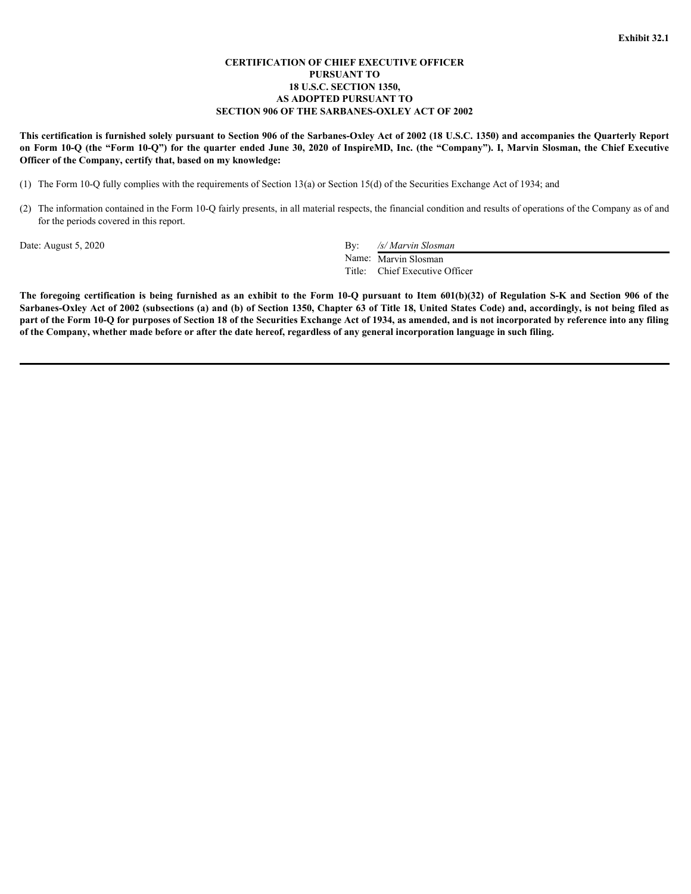**Exhibit 32.1**

**CERTIFICATION OF CHIEF EXECUTIVE OFFICER
PURSUANT TO
18 U.S.C. SECTION 1350,
AS ADOPTED PURSUANT TO
SECTION 906 OF THE SARBANES-OXLEY ACT OF 2002**

**This certification is furnished solely pursuant to Section 906 of the Sarbanes-Oxley Act of 2002 (18 U.S.C. 1350) and accompanies the Quarterly Report on Form 10-Q (the "Form 10-Q") for the quarter ended June 30, 2020 of InspireMD, Inc. (the "Company"). I, Marvin Slosman, the Chief Executive Officer of the Company, certify that, based on my knowledge:**

(1) The Form 10-Q fully complies with the requirements of Section 13(a) or Section 15(d) of the Securities Exchange Act of 1934; and

(2) The information contained in the Form 10-Q fairly presents, in all material respects, the financial condition and results of operations of the Company as of and for the periods covered in this report.

Date: August 5, 2020

By: */s/ Marvin Slosman*
Name: Marvin Slosman
Title: Chief Executive Officer

**The foregoing certification is being furnished as an exhibit to the Form 10-Q pursuant to Item 601(b)(32) of Regulation S-K and Section 906 of the Sarbanes-Oxley Act of 2002 (subsections (a) and (b) of Section 1350, Chapter 63 of Title 18, United States Code) and, accordingly, is not being filed as part of the Form 10-Q for purposes of Section 18 of the Securities Exchange Act of 1934, as amended, and is not incorporated by reference into any filing of the Company, whether made before or after the date hereof, regardless of any general incorporation language in such filing.**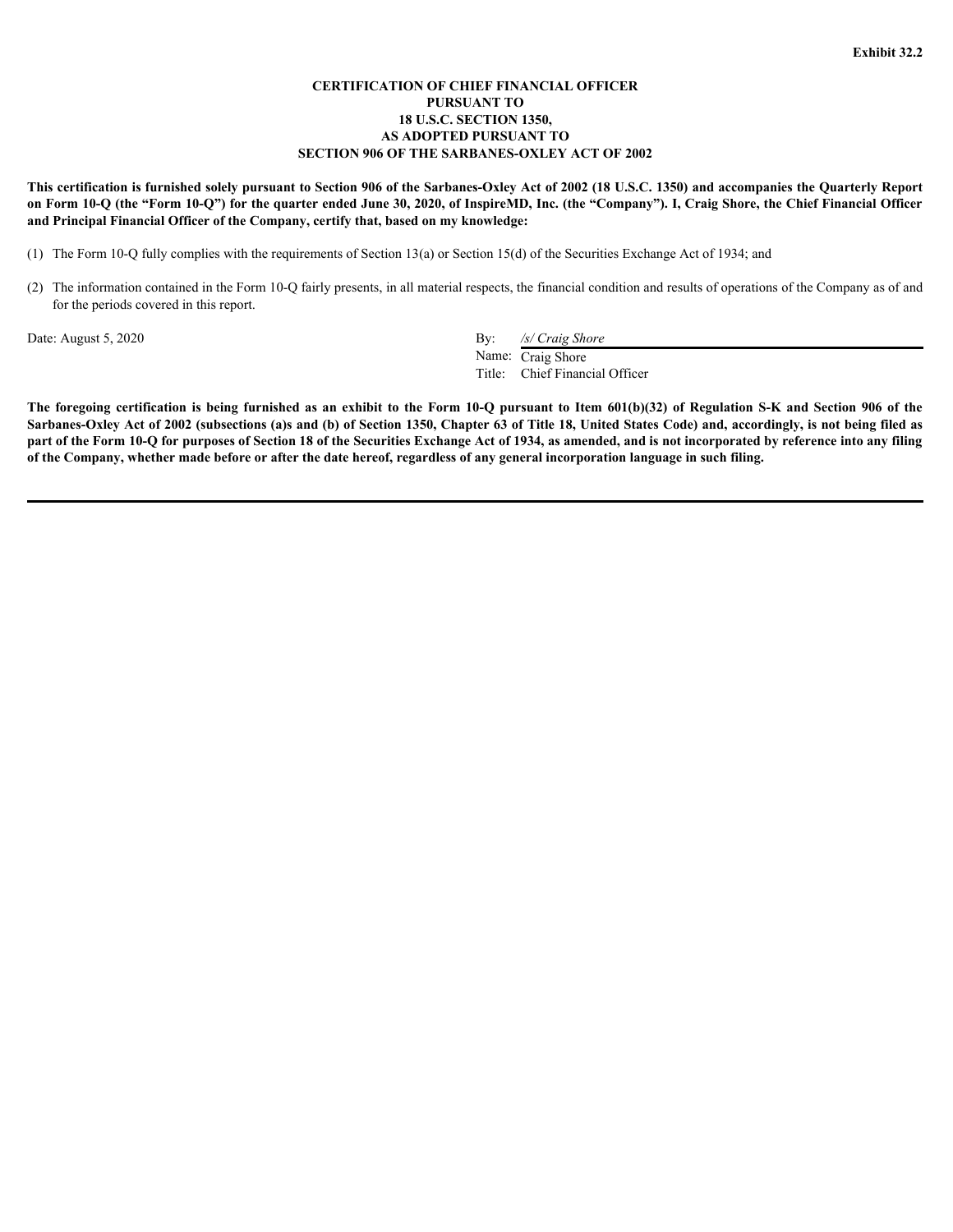**Exhibit 32.2**

**CERTIFICATION OF CHIEF FINANCIAL OFFICER**
**PURSUANT TO**
**18 U.S.C. SECTION 1350,**
**AS ADOPTED PURSUANT TO**
**SECTION 906 OF THE SARBANES-OXLEY ACT OF 2002**

**This certification is furnished solely pursuant to Section 906 of the Sarbanes-Oxley Act of 2002 (18 U.S.C. 1350) and accompanies the Quarterly Report on Form 10-Q (the "Form 10-Q") for the quarter ended June 30, 2020, of InspireMD, Inc. (the "Company"). I, Craig Shore, the Chief Financial Officer and Principal Financial Officer of the Company, certify that, based on my knowledge:**

(1) The Form 10-Q fully complies with the requirements of Section 13(a) or Section 15(d) of the Securities Exchange Act of 1934; and

(2) The information contained in the Form 10-Q fairly presents, in all material respects, the financial condition and results of operations of the Company as of and for the periods covered in this report.

Date: August 5, 2020

By: */s/ Craig Shore*
Name: Craig Shore
Title: Chief Financial Officer

**The foregoing certification is being furnished as an exhibit to the Form 10-Q pursuant to Item 601(b)(32) of Regulation S-K and Section 906 of the Sarbanes-Oxley Act of 2002 (subsections (a)s and (b) of Section 1350, Chapter 63 of Title 18, United States Code) and, accordingly, is not being filed as part of the Form 10-Q for purposes of Section 18 of the Securities Exchange Act of 1934, as amended, and is not incorporated by reference into any filing of the Company, whether made before or after the date hereof, regardless of any general incorporation language in such filing.**